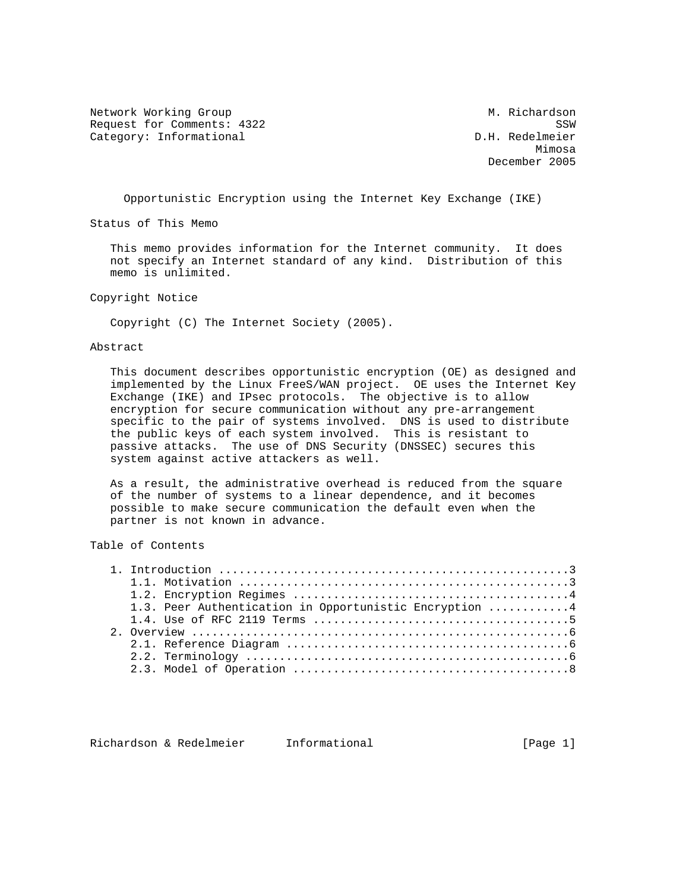Network Working Group M. Richardson
Request for Comments: 4322 SSW
Category: Informational D.H. Redelmeier
Mimosa
December 2005

# Opportunistic Encryption using the Internet Key Exchange (IKE)

## Status of This Memo

This memo provides information for the Internet community. It does not specify an Internet standard of any kind. Distribution of this memo is unlimited.

## Copyright Notice

Copyright (C) The Internet Society (2005).

## Abstract

This document describes opportunistic encryption (OE) as designed and implemented by the Linux FreeS/WAN project. OE uses the Internet Key Exchange (IKE) and IPsec protocols. The objective is to allow encryption for secure communication without any pre-arrangement specific to the pair of systems involved. DNS is used to distribute the public keys of each system involved. This is resistant to passive attacks. The use of DNS Security (DNSSEC) secures this system against active attackers as well.

As a result, the administrative overhead is reduced from the square of the number of systems to a linear dependence, and it becomes possible to make secure communication the default even when the partner is not known in advance.

## Table of Contents

```
1. Introduction ....................................................3
   1.1. Motivation .................................................3
   1.2. Encryption Regimes .........................................4
   1.3. Peer Authentication in Opportunistic Encryption ............4
   1.4. Use of RFC 2119 Terms ......................................5
2. Overview ........................................................6
   2.1. Reference Diagram ..........................................6
   2.2. Terminology ................................................6
   2.3. Model of Operation .........................................8
```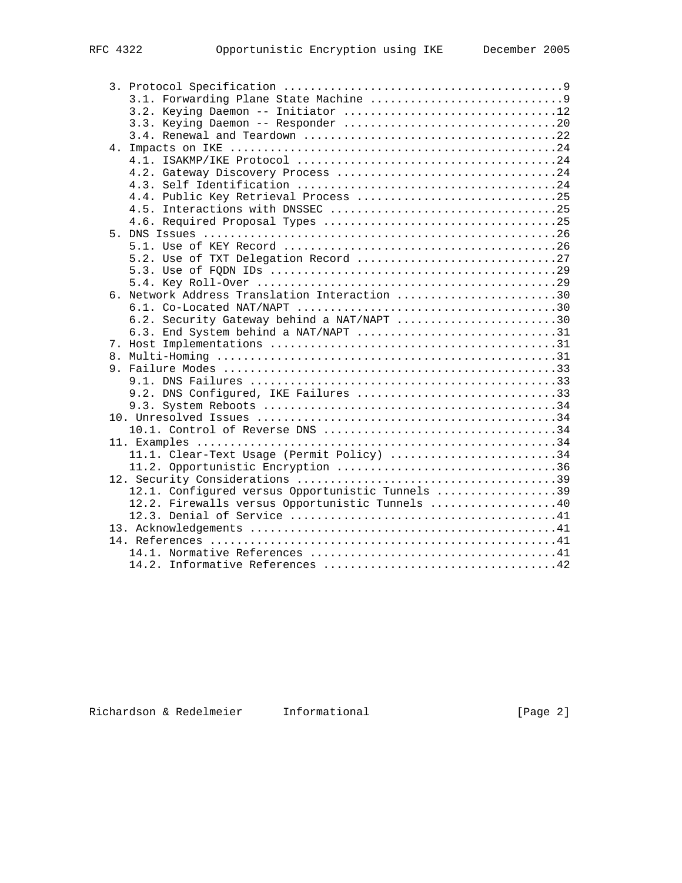```
   3. Protocol Specification ..........................................9
      3.1. Forwarding Plane State Machine .............................9
      3.2. Keying Daemon -- Initiator ................................12
      3.3. Keying Daemon -- Responder ................................20
      3.4. Renewal and Teardown ......................................22
   4. Impacts on IKE .................................................24
      4.1. ISAKMP/IKE Protocol .......................................24
      4.2. Gateway Discovery Process .................................24
      4.3. Self Identification .......................................24
      4.4. Public Key Retrieval Process ..............................25
      4.5. Interactions with DNSSEC ..................................25
      4.6. Required Proposal Types ...................................25
   5. DNS Issues .....................................................26
      5.1. Use of KEY Record .........................................26
      5.2. Use of TXT Delegation Record ..............................27
      5.3. Use of FQDN IDs ...........................................29
      5.4. Key Roll-Over .............................................29
   6. Network Address Translation Interaction ........................30
      6.1. Co-Located NAT/NAPT .......................................30
      6.2. Security Gateway behind a NAT/NAPT ........................30
      6.3. End System behind a NAT/NAPT ..............................31
   7. Host Implementations ...........................................31
   8. Multi-Homing ...................................................31
   9. Failure Modes ..................................................33
      9.1. DNS Failures ..............................................33
      9.2. DNS Configured, IKE Failures ..............................33
      9.3. System Reboots ............................................34
   10. Unresolved Issues .............................................34
      10.1. Control of Reverse DNS ...................................34
   11. Examples ......................................................34
      11.1. Clear-Text Usage (Permit Policy) .........................34
      11.2. Opportunistic Encryption .................................36
   12. Security Considerations .......................................39
      12.1. Configured versus Opportunistic Tunnels ..................39
      12.2. Firewalls versus Opportunistic Tunnels ...................40
      12.3. Denial of Service ........................................41
   13. Acknowledgements ..............................................41
   14. References ....................................................41
      14.1. Normative References .....................................41
      14.2. Informative References ...................................42
```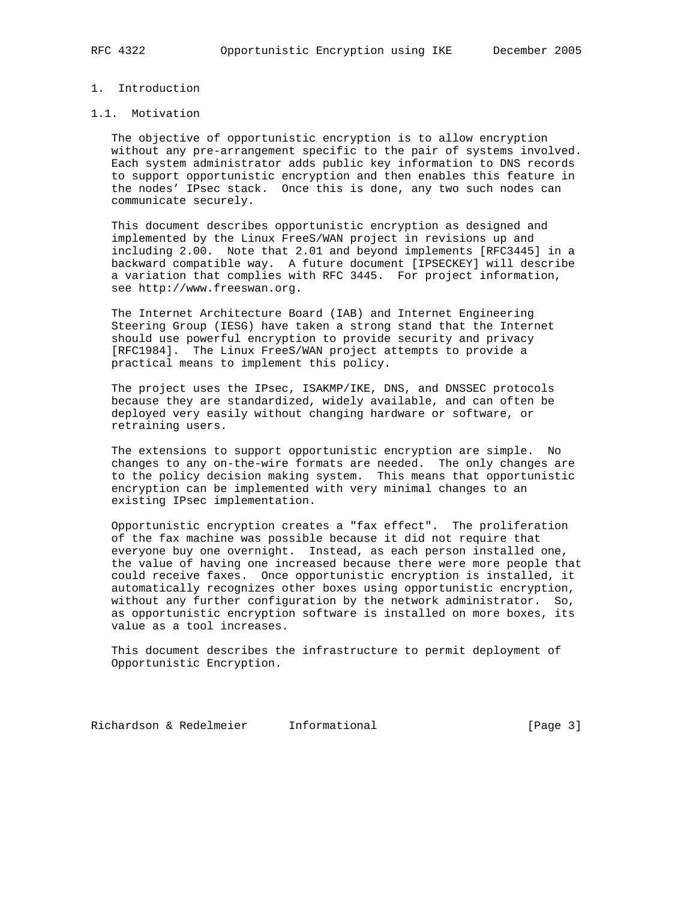# 1. Introduction

## 1.1. Motivation

The objective of opportunistic encryption is to allow encryption without any pre-arrangement specific to the pair of systems involved. Each system administrator adds public key information to DNS records to support opportunistic encryption and then enables this feature in the nodes' IPsec stack. Once this is done, any two such nodes can communicate securely.

This document describes opportunistic encryption as designed and implemented by the Linux FreeS/WAN project in revisions up and including 2.00. Note that 2.01 and beyond implements [RFC3445] in a backward compatible way. A future document [IPSECKEY] will describe a variation that complies with RFC 3445. For project information, see http://www.freeswan.org.

The Internet Architecture Board (IAB) and Internet Engineering Steering Group (IESG) have taken a strong stand that the Internet should use powerful encryption to provide security and privacy [RFC1984]. The Linux FreeS/WAN project attempts to provide a practical means to implement this policy.

The project uses the IPsec, ISAKMP/IKE, DNS, and DNSSEC protocols because they are standardized, widely available, and can often be deployed very easily without changing hardware or software, or retraining users.

The extensions to support opportunistic encryption are simple. No changes to any on-the-wire formats are needed. The only changes are to the policy decision making system. This means that opportunistic encryption can be implemented with very minimal changes to an existing IPsec implementation.

Opportunistic encryption creates a "fax effect". The proliferation of the fax machine was possible because it did not require that everyone buy one overnight. Instead, as each person installed one, the value of having one increased because there were more people that could receive faxes. Once opportunistic encryption is installed, it automatically recognizes other boxes using opportunistic encryption, without any further configuration by the network administrator. So, as opportunistic encryption software is installed on more boxes, its value as a tool increases.

This document describes the infrastructure to permit deployment of Opportunistic Encryption.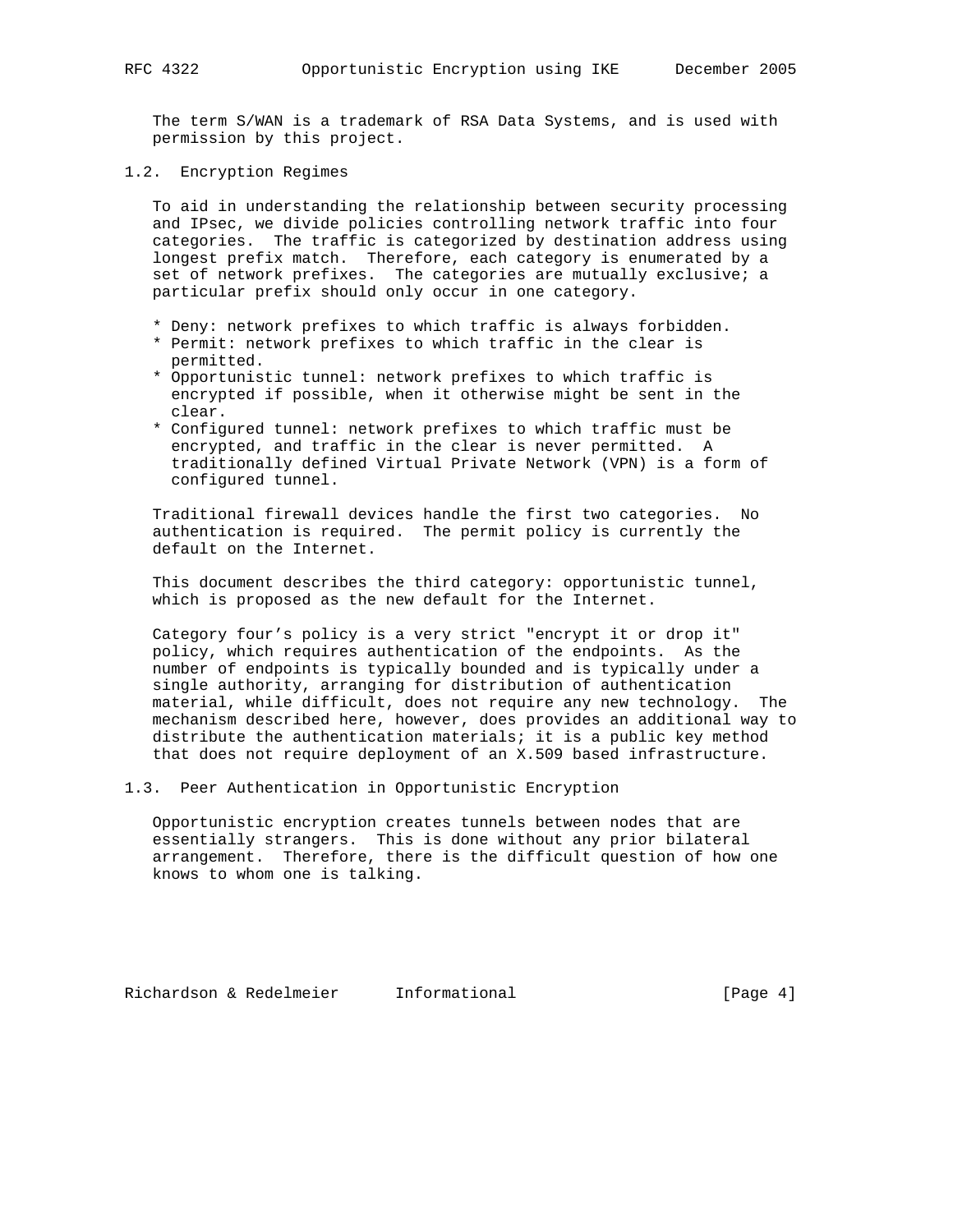The term S/WAN is a trademark of RSA Data Systems, and is used with permission by this project.

### 1.2. Encryption Regimes

To aid in understanding the relationship between security processing and IPsec, we divide policies controlling network traffic into four categories. The traffic is categorized by destination address using longest prefix match. Therefore, each category is enumerated by a set of network prefixes. The categories are mutually exclusive; a particular prefix should only occur in one category.

* Deny: network prefixes to which traffic is always forbidden.
* Permit: network prefixes to which traffic in the clear is permitted.
* Opportunistic tunnel: network prefixes to which traffic is encrypted if possible, when it otherwise might be sent in the clear.
* Configured tunnel: network prefixes to which traffic must be encrypted, and traffic in the clear is never permitted. A traditionally defined Virtual Private Network (VPN) is a form of configured tunnel.

Traditional firewall devices handle the first two categories. No authentication is required. The permit policy is currently the default on the Internet.

This document describes the third category: opportunistic tunnel, which is proposed as the new default for the Internet.

Category four's policy is a very strict "encrypt it or drop it" policy, which requires authentication of the endpoints. As the number of endpoints is typically bounded and is typically under a single authority, arranging for distribution of authentication material, while difficult, does not require any new technology. The mechanism described here, however, does provides an additional way to distribute the authentication materials; it is a public key method that does not require deployment of an X.509 based infrastructure.

### 1.3. Peer Authentication in Opportunistic Encryption

Opportunistic encryption creates tunnels between nodes that are essentially strangers. This is done without any prior bilateral arrangement. Therefore, there is the difficult question of how one knows to whom one is talking.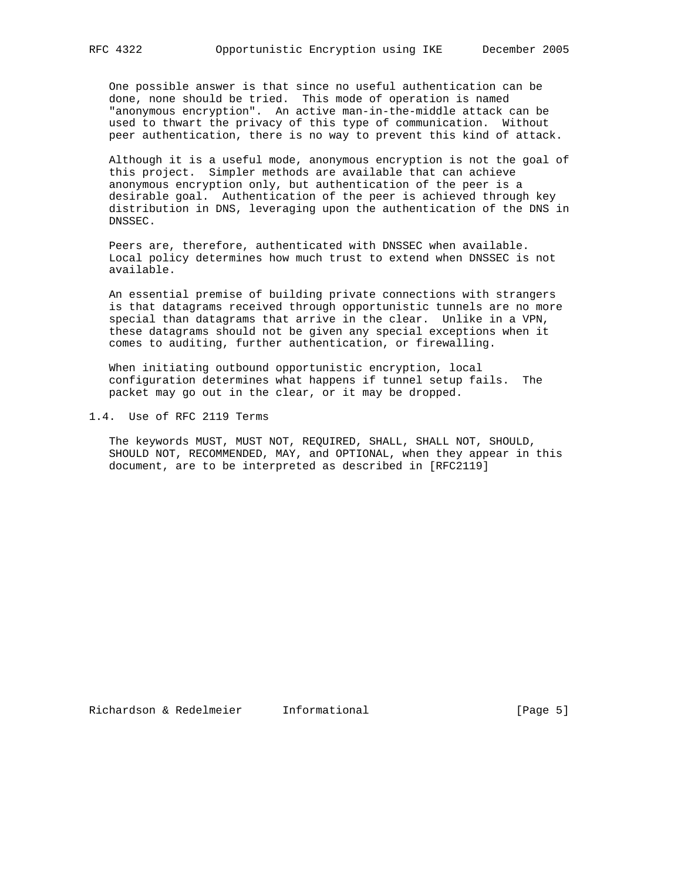One possible answer is that since no useful authentication can be done, none should be tried. This mode of operation is named "anonymous encryption". An active man-in-the-middle attack can be used to thwart the privacy of this type of communication. Without peer authentication, there is no way to prevent this kind of attack.

Although it is a useful mode, anonymous encryption is not the goal of this project. Simpler methods are available that can achieve anonymous encryption only, but authentication of the peer is a desirable goal. Authentication of the peer is achieved through key distribution in DNS, leveraging upon the authentication of the DNS in DNSSEC.

Peers are, therefore, authenticated with DNSSEC when available. Local policy determines how much trust to extend when DNSSEC is not available.

An essential premise of building private connections with strangers is that datagrams received through opportunistic tunnels are no more special than datagrams that arrive in the clear. Unlike in a VPN, these datagrams should not be given any special exceptions when it comes to auditing, further authentication, or firewalling.

When initiating outbound opportunistic encryption, local configuration determines what happens if tunnel setup fails. The packet may go out in the clear, or it may be dropped.

## 1.4. Use of RFC 2119 Terms

The keywords MUST, MUST NOT, REQUIRED, SHALL, SHALL NOT, SHOULD, SHOULD NOT, RECOMMENDED, MAY, and OPTIONAL, when they appear in this document, are to be interpreted as described in [RFC2119]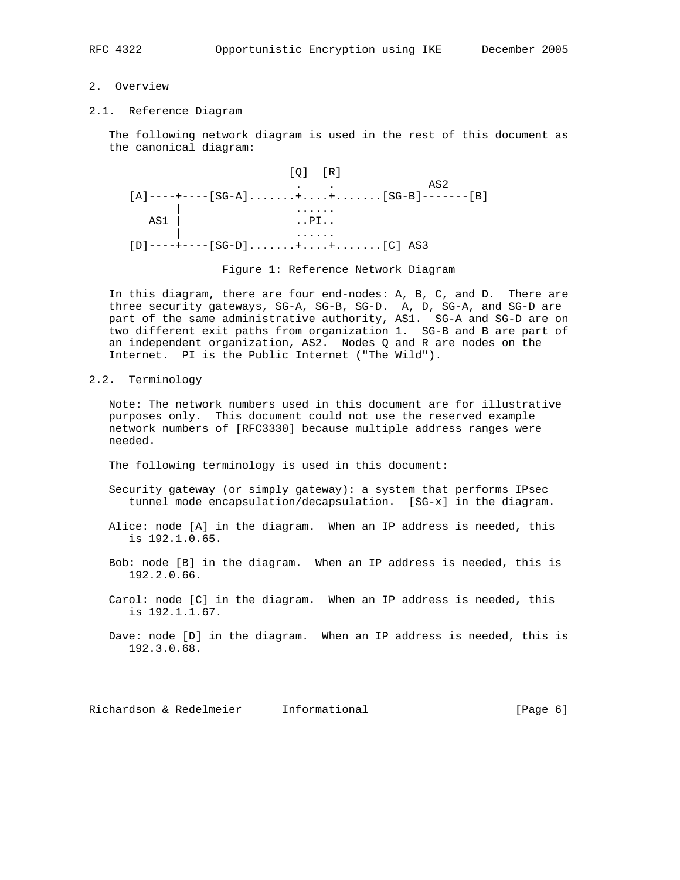## 2. Overview

### 2.1. Reference Diagram

The following network diagram is used in the rest of this document as the canonical diagram:

```
                         [Q]  [R]
                          .    .              AS2
   [A]----+----[SG-A].......+....+.......[SG-B]-------[B]
          |                 ......
      AS1 |                 ..PI..
          |                 ......
   [D]----+----[SG-D].......+....+.......[C] AS3
```

Figure 1: Reference Network Diagram

In this diagram, there are four end-nodes: A, B, C, and D. There are three security gateways, SG-A, SG-B, SG-D. A, D, SG-A, and SG-D are part of the same administrative authority, AS1. SG-A and SG-D are on two different exit paths from organization 1. SG-B and B are part of an independent organization, AS2. Nodes Q and R are nodes on the Internet. PI is the Public Internet ("The Wild").

### 2.2. Terminology

Note: The network numbers used in this document are for illustrative purposes only. This document could not use the reserved example network numbers of [RFC3330] because multiple address ranges were needed.

The following terminology is used in this document:

Security gateway (or simply gateway): a system that performs IPsec tunnel mode encapsulation/decapsulation. [SG-x] in the diagram.

Alice: node [A] in the diagram. When an IP address is needed, this is 192.1.0.65.

Bob: node [B] in the diagram. When an IP address is needed, this is 192.2.0.66.

Carol: node [C] in the diagram. When an IP address is needed, this is 192.1.1.67.

Dave: node [D] in the diagram. When an IP address is needed, this is 192.3.0.68.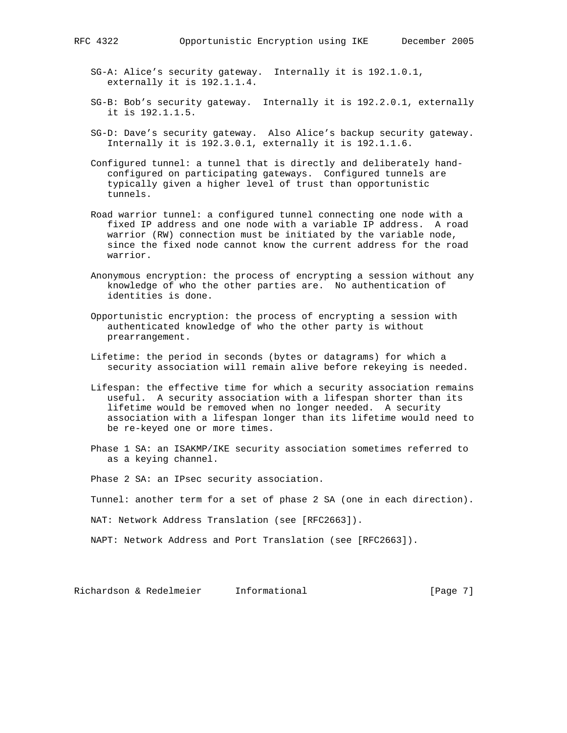SG-A: Alice's security gateway. Internally it is 192.1.0.1, externally it is 192.1.1.4.

SG-B: Bob's security gateway. Internally it is 192.2.0.1, externally it is 192.1.1.5.

SG-D: Dave's security gateway. Also Alice's backup security gateway. Internally it is 192.3.0.1, externally it is 192.1.1.6.

Configured tunnel: a tunnel that is directly and deliberately hand-configured on participating gateways. Configured tunnels are typically given a higher level of trust than opportunistic tunnels.

Road warrior tunnel: a configured tunnel connecting one node with a fixed IP address and one node with a variable IP address. A road warrior (RW) connection must be initiated by the variable node, since the fixed node cannot know the current address for the road warrior.

Anonymous encryption: the process of encrypting a session without any knowledge of who the other parties are. No authentication of identities is done.

Opportunistic encryption: the process of encrypting a session with authenticated knowledge of who the other party is without prearrangement.

Lifetime: the period in seconds (bytes or datagrams) for which a security association will remain alive before rekeying is needed.

Lifespan: the effective time for which a security association remains useful. A security association with a lifespan shorter than its lifetime would be removed when no longer needed. A security association with a lifespan longer than its lifetime would need to be re-keyed one or more times.

Phase 1 SA: an ISAKMP/IKE security association sometimes referred to as a keying channel.

Phase 2 SA: an IPsec security association.

Tunnel: another term for a set of phase 2 SA (one in each direction).

NAT: Network Address Translation (see [RFC2663]).

NAPT: Network Address and Port Translation (see [RFC2663]).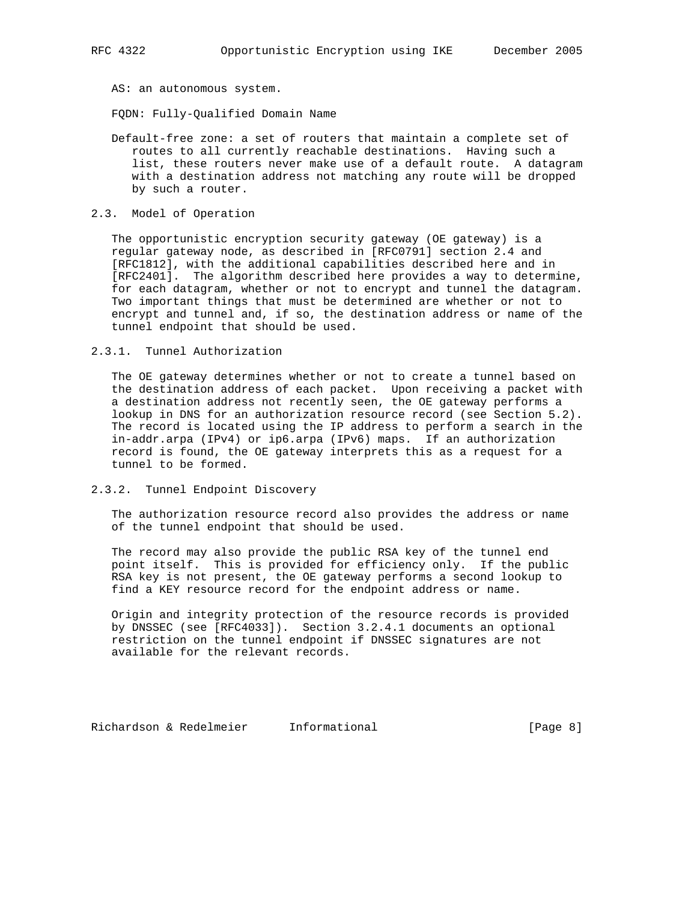AS: an autonomous system.

FQDN: Fully-Qualified Domain Name

Default-free zone: a set of routers that maintain a complete set of routes to all currently reachable destinations. Having such a list, these routers never make use of a default route. A datagram with a destination address not matching any route will be dropped by such a router.

### 2.3. Model of Operation

The opportunistic encryption security gateway (OE gateway) is a regular gateway node, as described in [RFC0791] section 2.4 and [RFC1812], with the additional capabilities described here and in [RFC2401]. The algorithm described here provides a way to determine, for each datagram, whether or not to encrypt and tunnel the datagram. Two important things that must be determined are whether or not to encrypt and tunnel and, if so, the destination address or name of the tunnel endpoint that should be used.

#### 2.3.1. Tunnel Authorization

The OE gateway determines whether or not to create a tunnel based on the destination address of each packet. Upon receiving a packet with a destination address not recently seen, the OE gateway performs a lookup in DNS for an authorization resource record (see Section 5.2). The record is located using the IP address to perform a search in the in-addr.arpa (IPv4) or ip6.arpa (IPv6) maps. If an authorization record is found, the OE gateway interprets this as a request for a tunnel to be formed.

#### 2.3.2. Tunnel Endpoint Discovery

The authorization resource record also provides the address or name of the tunnel endpoint that should be used.

The record may also provide the public RSA key of the tunnel end point itself. This is provided for efficiency only. If the public RSA key is not present, the OE gateway performs a second lookup to find a KEY resource record for the endpoint address or name.

Origin and integrity protection of the resource records is provided by DNSSEC (see [RFC4033]). Section 3.2.4.1 documents an optional restriction on the tunnel endpoint if DNSSEC signatures are not available for the relevant records.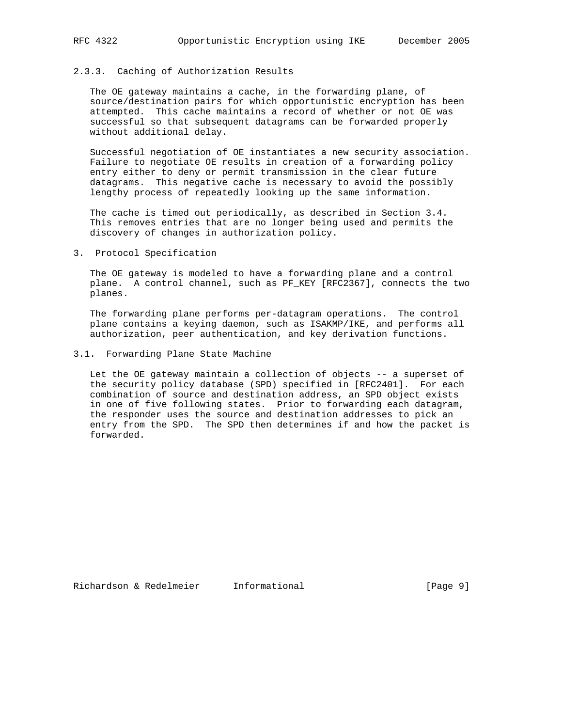### 2.3.3. Caching of Authorization Results

The OE gateway maintains a cache, in the forwarding plane, of source/destination pairs for which opportunistic encryption has been attempted. This cache maintains a record of whether or not OE was successful so that subsequent datagrams can be forwarded properly without additional delay.

Successful negotiation of OE instantiates a new security association. Failure to negotiate OE results in creation of a forwarding policy entry either to deny or permit transmission in the clear future datagrams. This negative cache is necessary to avoid the possibly lengthy process of repeatedly looking up the same information.

The cache is timed out periodically, as described in Section 3.4. This removes entries that are no longer being used and permits the discovery of changes in authorization policy.

## 3. Protocol Specification

The OE gateway is modeled to have a forwarding plane and a control plane. A control channel, such as PF_KEY [RFC2367], connects the two planes.

The forwarding plane performs per-datagram operations. The control plane contains a keying daemon, such as ISAKMP/IKE, and performs all authorization, peer authentication, and key derivation functions.

### 3.1. Forwarding Plane State Machine

Let the OE gateway maintain a collection of objects -- a superset of the security policy database (SPD) specified in [RFC2401]. For each combination of source and destination address, an SPD object exists in one of five following states. Prior to forwarding each datagram, the responder uses the source and destination addresses to pick an entry from the SPD. The SPD then determines if and how the packet is forwarded.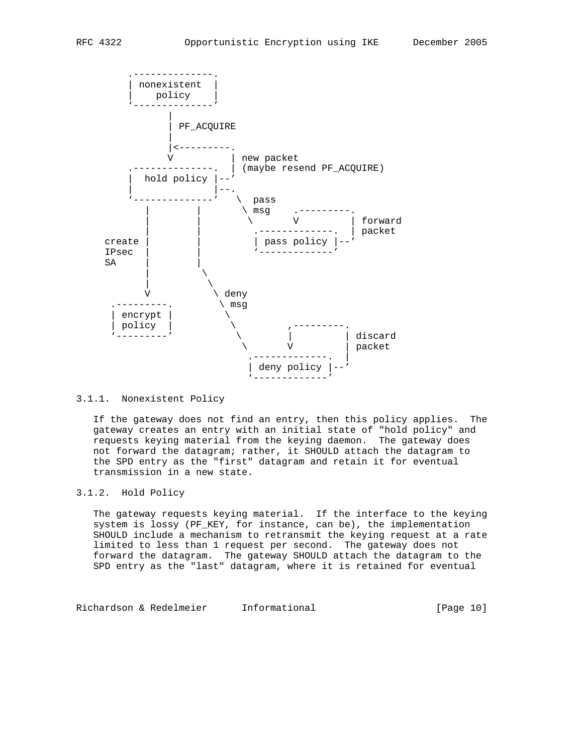```
        .--------------.
        | nonexistent  |
        |    policy    |
        `--------------'
              |
              | PF_ACQUIRE
              |
              |<---------.
              V          | new packet
        .--------------. | (maybe resend PF_ACQUIRE)
        |  hold policy |--'
        |              |--.
        `--------------'   \  pass
           |        |       \ msg    .---------.
           |        |        \       V         | forward
           |        |         .-------------.  | packet
    create |        |         | pass policy |--'
    IPsec  |        |         `-------------'
    SA     |        |
           |         \
           |          \
           V           \ deny
      .---------.       \ msg
      | encrypt |        \
      | policy  |         \         ,---------.
      `---------'          \        |         | discard
                            \       V         | packet
                            .-------------.  |
                            | deny policy |--'
                            `-------------'
```

#### 3.1.1. Nonexistent Policy

If the gateway does not find an entry, then this policy applies. The gateway creates an entry with an initial state of "hold policy" and requests keying material from the keying daemon. The gateway does not forward the datagram; rather, it SHOULD attach the datagram to the SPD entry as the "first" datagram and retain it for eventual transmission in a new state.

#### 3.1.2. Hold Policy

The gateway requests keying material. If the interface to the keying system is lossy (PF_KEY, for instance, can be), the implementation SHOULD include a mechanism to retransmit the keying request at a rate limited to less than 1 request per second. The gateway does not forward the datagram. The gateway SHOULD attach the datagram to the SPD entry as the "last" datagram, where it is retained for eventual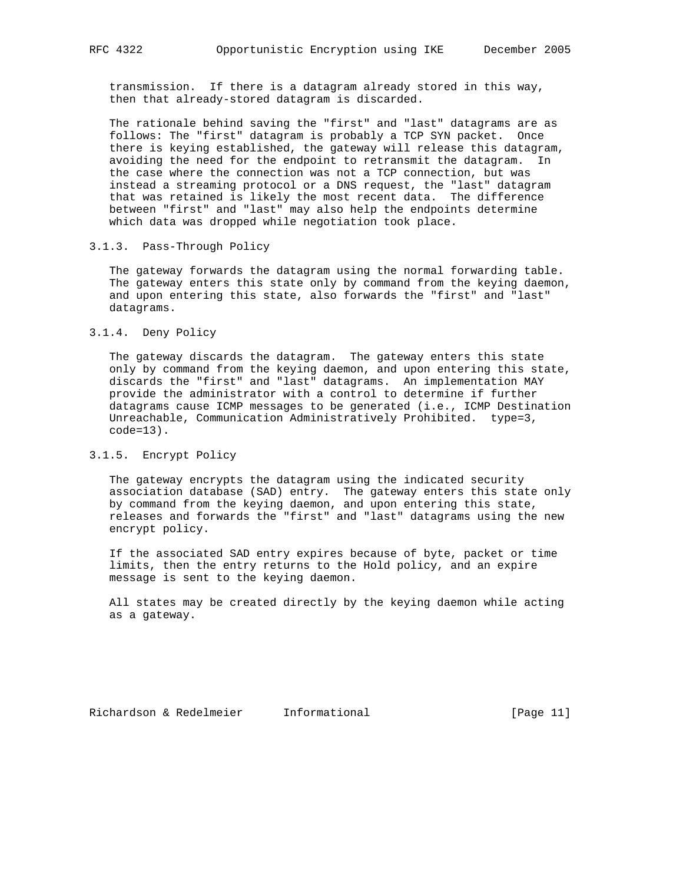transmission. If there is a datagram already stored in this way, then that already-stored datagram is discarded.

The rationale behind saving the "first" and "last" datagrams are as follows: The "first" datagram is probably a TCP SYN packet. Once there is keying established, the gateway will release this datagram, avoiding the need for the endpoint to retransmit the datagram. In the case where the connection was not a TCP connection, but was instead a streaming protocol or a DNS request, the "last" datagram that was retained is likely the most recent data. The difference between "first" and "last" may also help the endpoints determine which data was dropped while negotiation took place.

### 3.1.3. Pass-Through Policy

The gateway forwards the datagram using the normal forwarding table. The gateway enters this state only by command from the keying daemon, and upon entering this state, also forwards the "first" and "last" datagrams.

### 3.1.4. Deny Policy

The gateway discards the datagram. The gateway enters this state only by command from the keying daemon, and upon entering this state, discards the "first" and "last" datagrams. An implementation MAY provide the administrator with a control to determine if further datagrams cause ICMP messages to be generated (i.e., ICMP Destination Unreachable, Communication Administratively Prohibited. type=3, code=13).

### 3.1.5. Encrypt Policy

The gateway encrypts the datagram using the indicated security association database (SAD) entry. The gateway enters this state only by command from the keying daemon, and upon entering this state, releases and forwards the "first" and "last" datagrams using the new encrypt policy.

If the associated SAD entry expires because of byte, packet or time limits, then the entry returns to the Hold policy, and an expire message is sent to the keying daemon.

All states may be created directly by the keying daemon while acting as a gateway.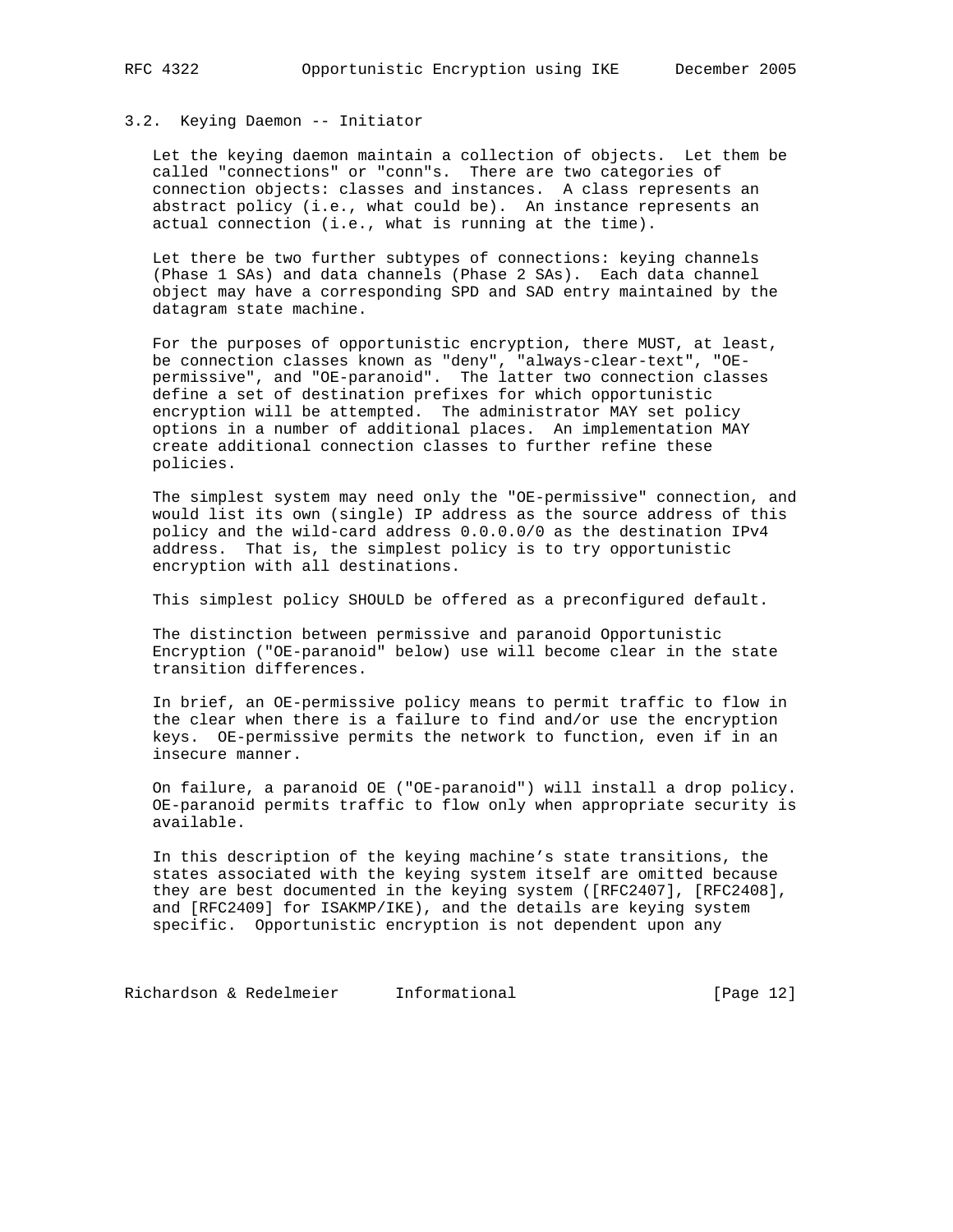### 3.2. Keying Daemon -- Initiator

Let the keying daemon maintain a collection of objects. Let them be called "connections" or "conn"s. There are two categories of connection objects: classes and instances. A class represents an abstract policy (i.e., what could be). An instance represents an actual connection (i.e., what is running at the time).

Let there be two further subtypes of connections: keying channels (Phase 1 SAs) and data channels (Phase 2 SAs). Each data channel object may have a corresponding SPD and SAD entry maintained by the datagram state machine.

For the purposes of opportunistic encryption, there MUST, at least, be connection classes known as "deny", "always-clear-text", "OE-permissive", and "OE-paranoid". The latter two connection classes define a set of destination prefixes for which opportunistic encryption will be attempted. The administrator MAY set policy options in a number of additional places. An implementation MAY create additional connection classes to further refine these policies.

The simplest system may need only the "OE-permissive" connection, and would list its own (single) IP address as the source address of this policy and the wild-card address 0.0.0.0/0 as the destination IPv4 address. That is, the simplest policy is to try opportunistic encryption with all destinations.

This simplest policy SHOULD be offered as a preconfigured default.

The distinction between permissive and paranoid Opportunistic Encryption ("OE-paranoid" below) use will become clear in the state transition differences.

In brief, an OE-permissive policy means to permit traffic to flow in the clear when there is a failure to find and/or use the encryption keys. OE-permissive permits the network to function, even if in an insecure manner.

On failure, a paranoid OE ("OE-paranoid") will install a drop policy. OE-paranoid permits traffic to flow only when appropriate security is available.

In this description of the keying machine's state transitions, the states associated with the keying system itself are omitted because they are best documented in the keying system ([RFC2407], [RFC2408], and [RFC2409] for ISAKMP/IKE), and the details are keying system specific. Opportunistic encryption is not dependent upon any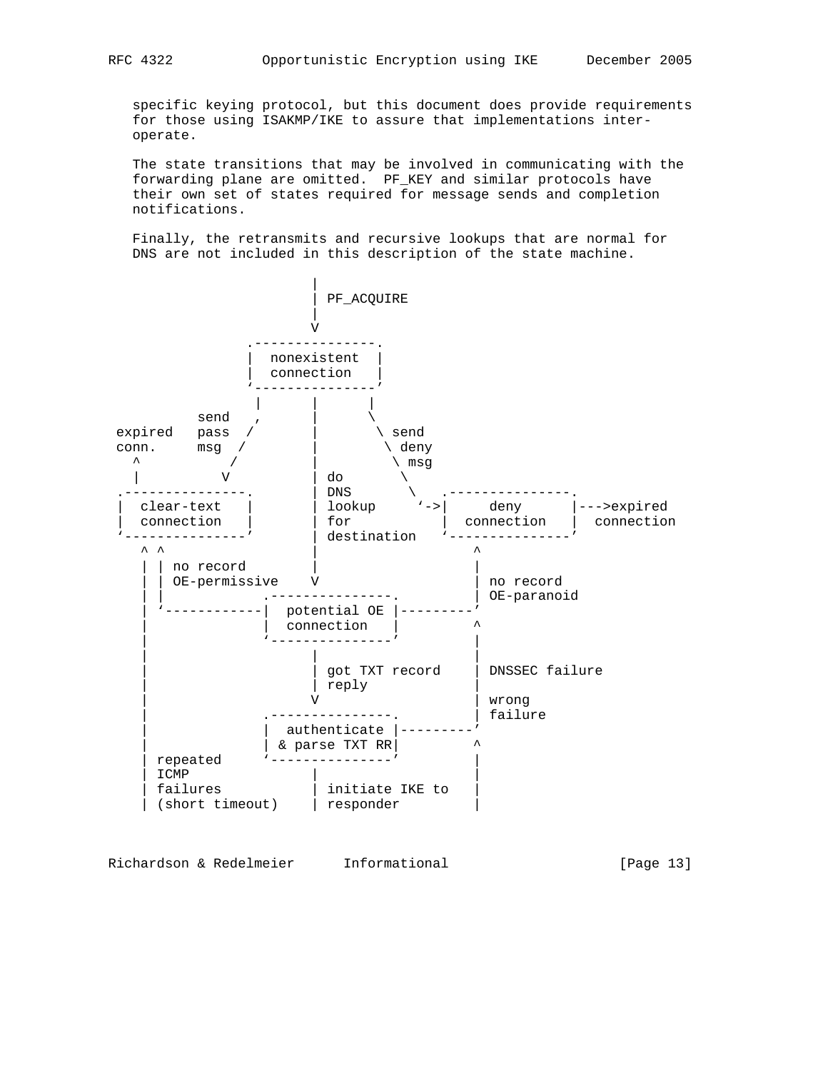specific keying protocol, but this document does provide requirements for those using ISAKMP/IKE to assure that implementations inter-operate.

The state transitions that may be involved in communicating with the forwarding plane are omitted. PF_KEY and similar protocols have their own set of states required for message sends and completion notifications.

Finally, the retransmits and recursive lookups that are normal for DNS are not included in this description of the state machine.

```
                        |
                        | PF_ACQUIRE
                        |
                        V
                .---------------.
                |  nonexistent  |
                |  connection   |
                `---------------'
                 |      |      |
          send   ,      |      \
expired   pass  /       |       \ send
conn.     msg  /        |        \ deny
  ^           /         |         \ msg
  |          V          | do       \
.---------------.       | DNS       \  .---------------.
|  clear-text   |       | lookup     `->|     deny      |--->expired
|  connection   |       | for           |  connection   |  connection
`---------------'       | destination   `---------------'
   ^ ^                  |                     ^
   | | no record        |                     |
   | | OE-permissive    V                     | no record
   | |            .---------------.           | OE-paranoid
   | `------------|  potential OE |---------'
   |              |  connection   |         ^
   |              `---------------'         |
   |                    |                   |
   |                    | got TXT record    | DNSSEC failure
   |                    | reply             |
   |                    V                   | wrong
   |              .---------------.         | failure
   |              |  authenticate |---------'
   |              | & parse TXT RR|         ^
   | repeated     `---------------'         |
   | ICMP               |                   |
   | failures           | initiate IKE to   |
   | (short timeout)    | responder         |
```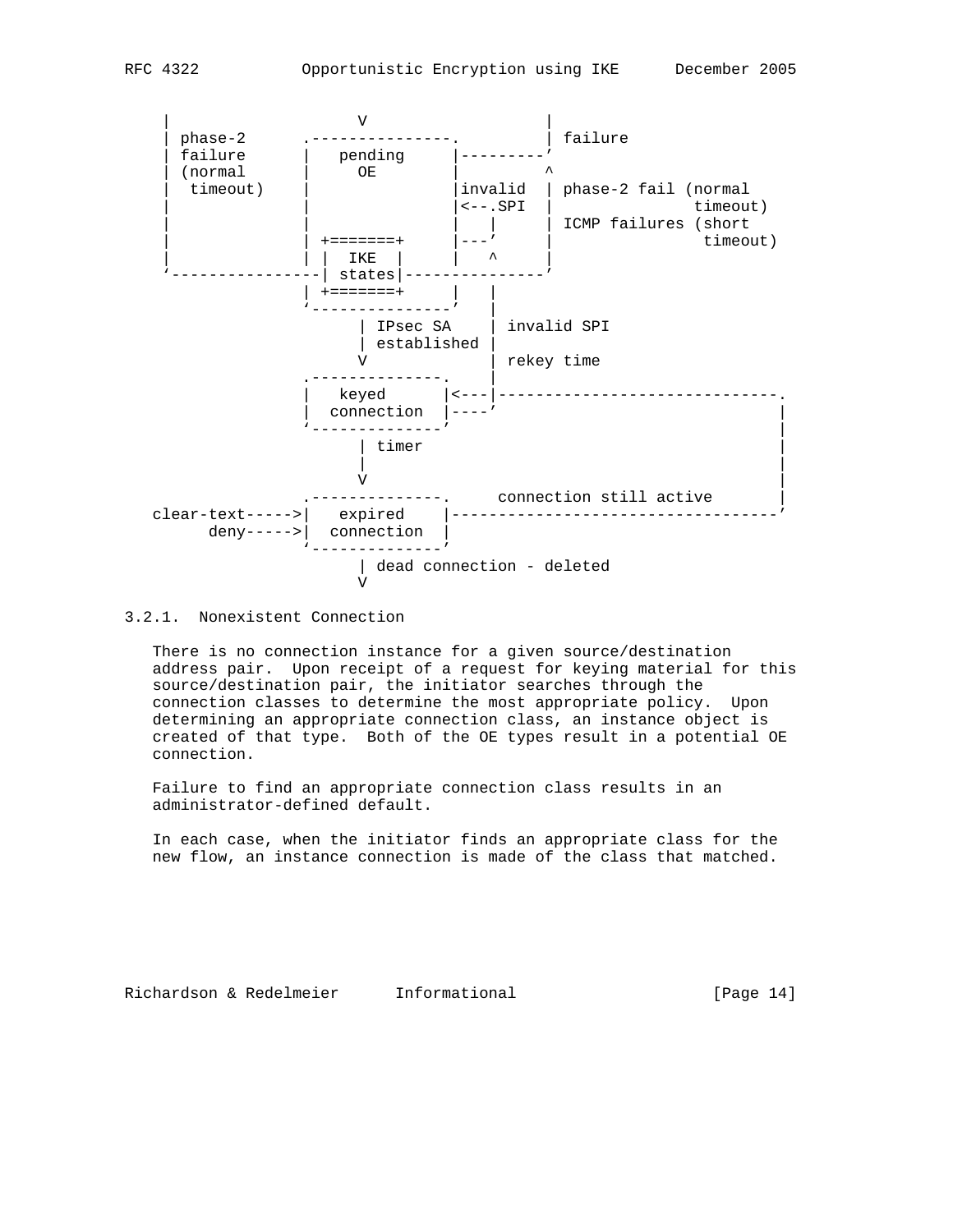```
    |                    V                     |
    | phase-2      .---------------.          | failure
    | failure      |   pending     |---------'
    | (normal      |     OE        |         ^
    |  timeout)    |               |invalid  | phase-2 fail (normal
    |              |               |<--.SPI  |               timeout)
    |              |               |   |     | ICMP failures (short
    |              | +=======+     |---'     |                timeout)
    |              | |  IKE  |     |   ^     |
    '--------------| states|---------------'
                   | +=======+     |   |
                   '---------------'   |
                        | IPsec SA     | invalid SPI
                        | established  |
                        V              | rekey time
                   .--------------.    |
                   |   keyed      |<---|-----------------------------.
                   |  connection  |----'                             |
                   '--------------'                                  |
                        | timer                                      |
                        |                                            |
                        V                                            |
                   .--------------.     connection still active      |
   clear-text----->|   expired    |----------------------------------'
         deny----->|  connection  |
                   '--------------'
                        | dead connection - deleted
                        V
```

### 3.2.1. Nonexistent Connection

There is no connection instance for a given source/destination address pair. Upon receipt of a request for keying material for this source/destination pair, the initiator searches through the connection classes to determine the most appropriate policy. Upon determining an appropriate connection class, an instance object is created of that type. Both of the OE types result in a potential OE connection.

Failure to find an appropriate connection class results in an administrator-defined default.

In each case, when the initiator finds an appropriate class for the new flow, an instance connection is made of the class that matched.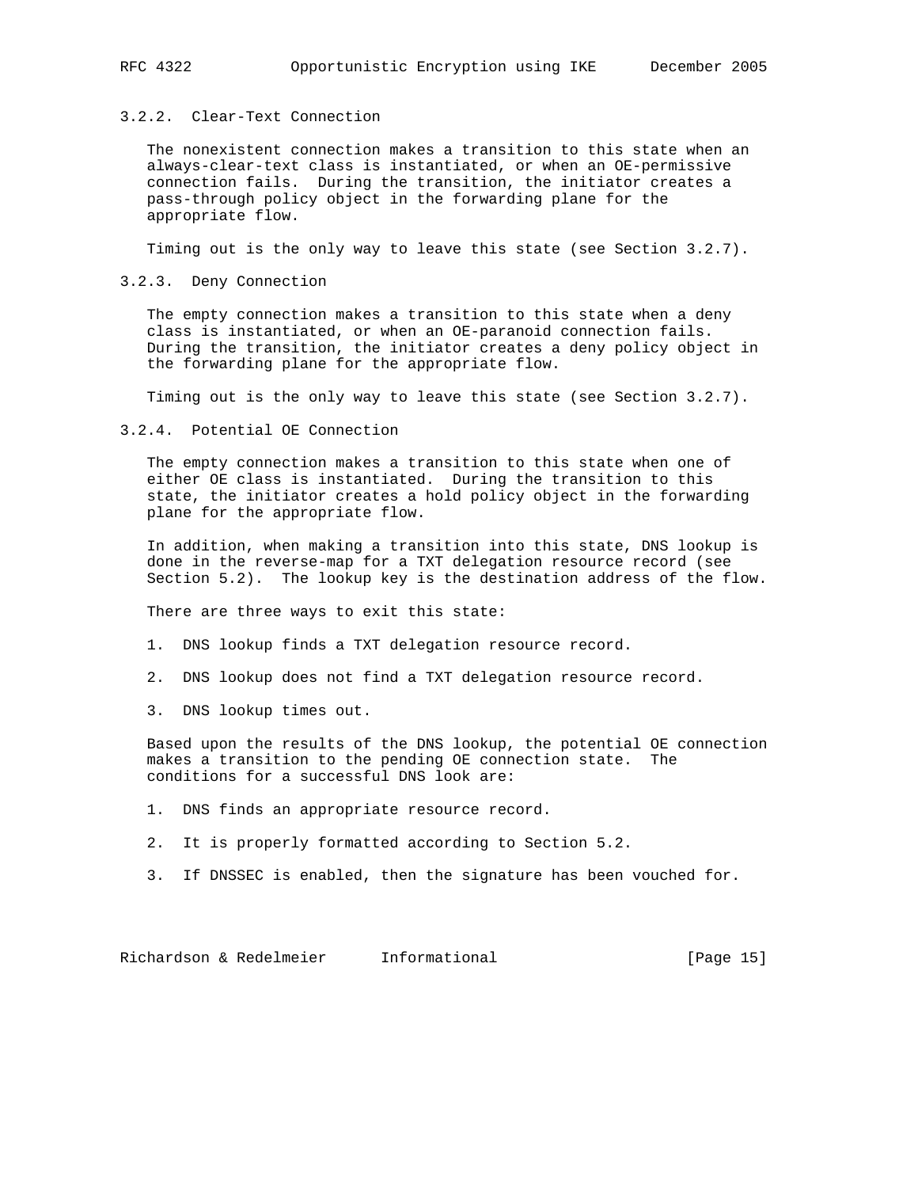### 3.2.2. Clear-Text Connection

The nonexistent connection makes a transition to this state when an always-clear-text class is instantiated, or when an OE-permissive connection fails. During the transition, the initiator creates a pass-through policy object in the forwarding plane for the appropriate flow.

Timing out is the only way to leave this state (see Section 3.2.7).

### 3.2.3. Deny Connection

The empty connection makes a transition to this state when a deny class is instantiated, or when an OE-paranoid connection fails. During the transition, the initiator creates a deny policy object in the forwarding plane for the appropriate flow.

Timing out is the only way to leave this state (see Section 3.2.7).

### 3.2.4. Potential OE Connection

The empty connection makes a transition to this state when one of either OE class is instantiated. During the transition to this state, the initiator creates a hold policy object in the forwarding plane for the appropriate flow.

In addition, when making a transition into this state, DNS lookup is done in the reverse-map for a TXT delegation resource record (see Section 5.2). The lookup key is the destination address of the flow.

There are three ways to exit this state:

1. DNS lookup finds a TXT delegation resource record.

2. DNS lookup does not find a TXT delegation resource record.

3. DNS lookup times out.

Based upon the results of the DNS lookup, the potential OE connection makes a transition to the pending OE connection state. The conditions for a successful DNS look are:

1. DNS finds an appropriate resource record.

2. It is properly formatted according to Section 5.2.

3. If DNSSEC is enabled, then the signature has been vouched for.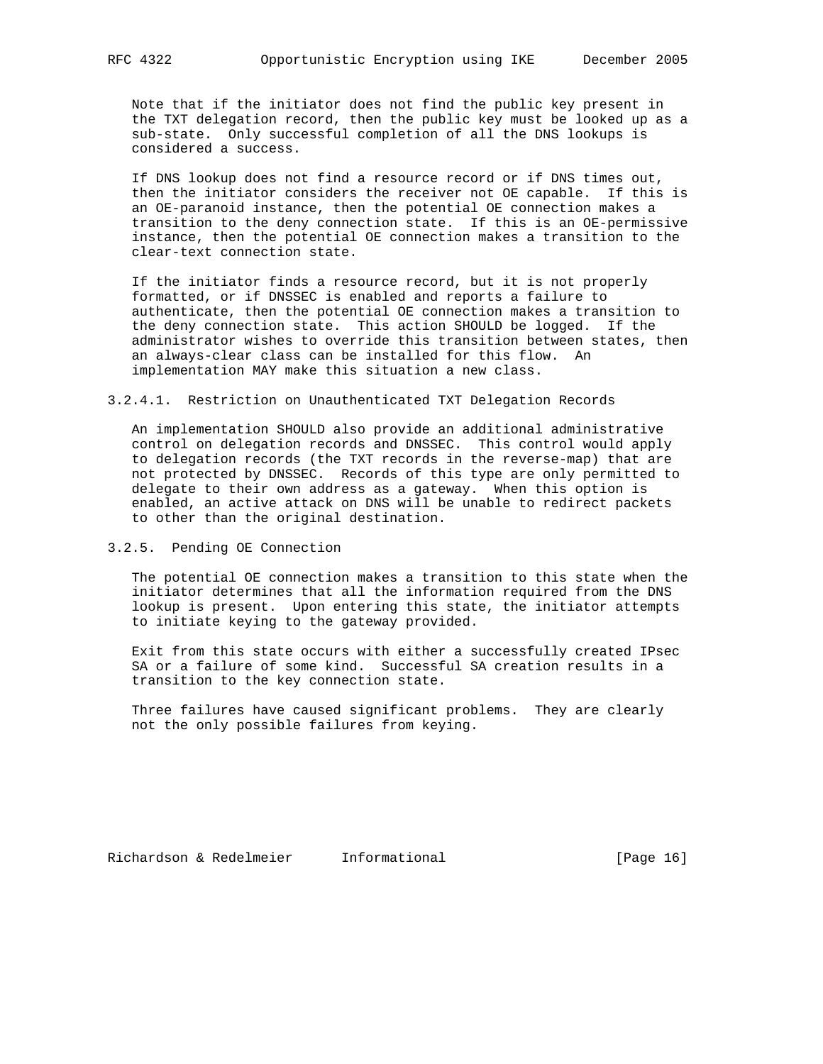Note that if the initiator does not find the public key present in the TXT delegation record, then the public key must be looked up as a sub-state. Only successful completion of all the DNS lookups is considered a success.

If DNS lookup does not find a resource record or if DNS times out, then the initiator considers the receiver not OE capable. If this is an OE-paranoid instance, then the potential OE connection makes a transition to the deny connection state. If this is an OE-permissive instance, then the potential OE connection makes a transition to the clear-text connection state.

If the initiator finds a resource record, but it is not properly formatted, or if DNSSEC is enabled and reports a failure to authenticate, then the potential OE connection makes a transition to the deny connection state. This action SHOULD be logged. If the administrator wishes to override this transition between states, then an always-clear class can be installed for this flow. An implementation MAY make this situation a new class.

#### 3.2.4.1. Restriction on Unauthenticated TXT Delegation Records

An implementation SHOULD also provide an additional administrative control on delegation records and DNSSEC. This control would apply to delegation records (the TXT records in the reverse-map) that are not protected by DNSSEC. Records of this type are only permitted to delegate to their own address as a gateway. When this option is enabled, an active attack on DNS will be unable to redirect packets to other than the original destination.

### 3.2.5. Pending OE Connection

The potential OE connection makes a transition to this state when the initiator determines that all the information required from the DNS lookup is present. Upon entering this state, the initiator attempts to initiate keying to the gateway provided.

Exit from this state occurs with either a successfully created IPsec SA or a failure of some kind. Successful SA creation results in a transition to the key connection state.

Three failures have caused significant problems. They are clearly not the only possible failures from keying.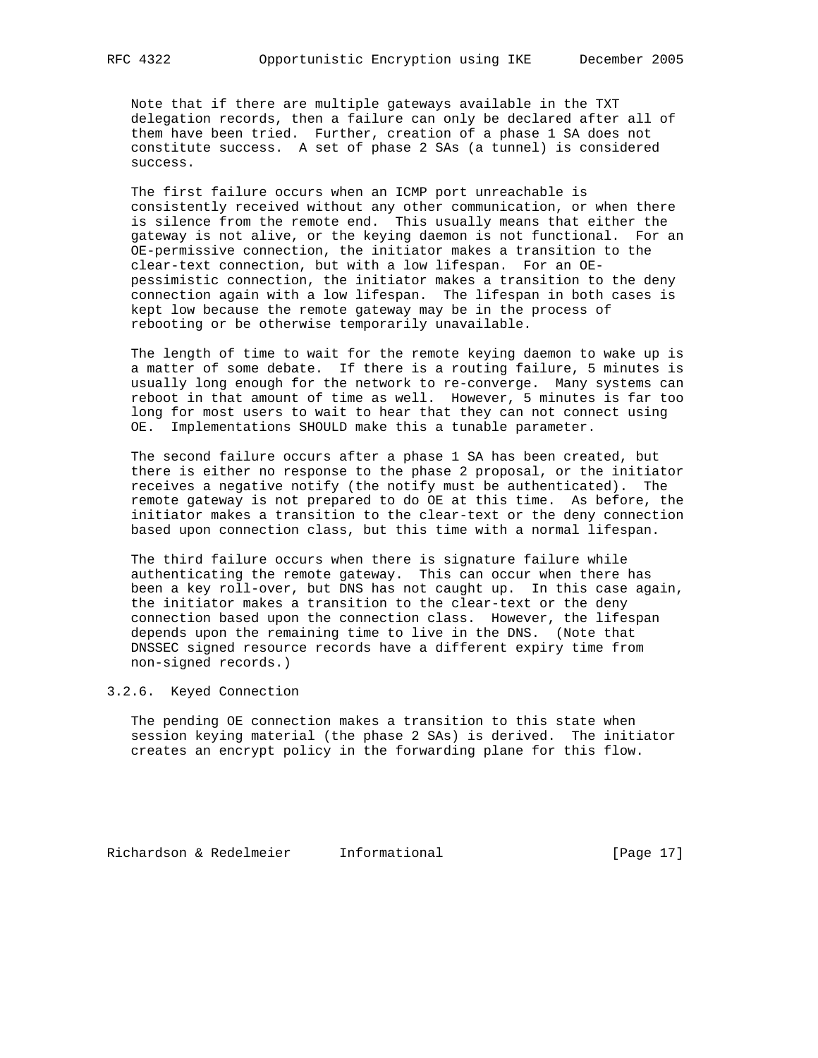Note that if there are multiple gateways available in the TXT delegation records, then a failure can only be declared after all of them have been tried. Further, creation of a phase 1 SA does not constitute success. A set of phase 2 SAs (a tunnel) is considered success.

The first failure occurs when an ICMP port unreachable is consistently received without any other communication, or when there is silence from the remote end. This usually means that either the gateway is not alive, or the keying daemon is not functional. For an OE-permissive connection, the initiator makes a transition to the clear-text connection, but with a low lifespan. For an OE-pessimistic connection, the initiator makes a transition to the deny connection again with a low lifespan. The lifespan in both cases is kept low because the remote gateway may be in the process of rebooting or be otherwise temporarily unavailable.

The length of time to wait for the remote keying daemon to wake up is a matter of some debate. If there is a routing failure, 5 minutes is usually long enough for the network to re-converge. Many systems can reboot in that amount of time as well. However, 5 minutes is far too long for most users to wait to hear that they can not connect using OE. Implementations SHOULD make this a tunable parameter.

The second failure occurs after a phase 1 SA has been created, but there is either no response to the phase 2 proposal, or the initiator receives a negative notify (the notify must be authenticated). The remote gateway is not prepared to do OE at this time. As before, the initiator makes a transition to the clear-text or the deny connection based upon connection class, but this time with a normal lifespan.

The third failure occurs when there is signature failure while authenticating the remote gateway. This can occur when there has been a key roll-over, but DNS has not caught up. In this case again, the initiator makes a transition to the clear-text or the deny connection based upon the connection class. However, the lifespan depends upon the remaining time to live in the DNS. (Note that DNSSEC signed resource records have a different expiry time from non-signed records.)

### 3.2.6. Keyed Connection

The pending OE connection makes a transition to this state when session keying material (the phase 2 SAs) is derived. The initiator creates an encrypt policy in the forwarding plane for this flow.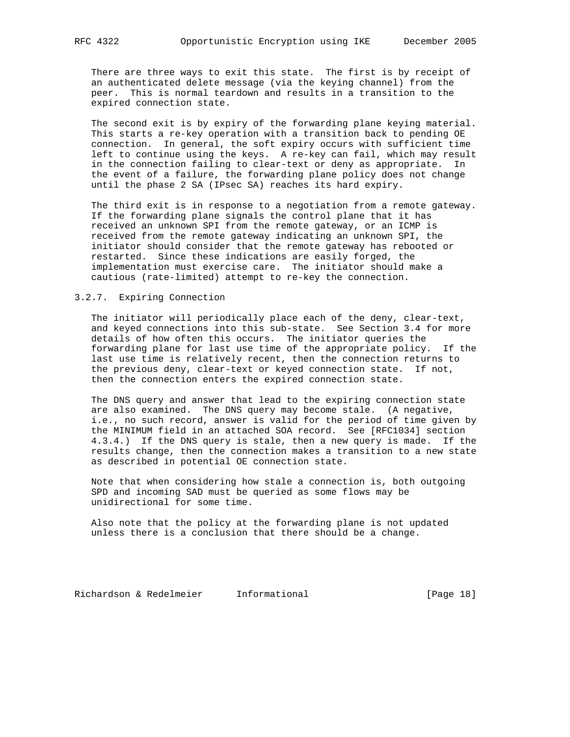There are three ways to exit this state. The first is by receipt of an authenticated delete message (via the keying channel) from the peer. This is normal teardown and results in a transition to the expired connection state.

The second exit is by expiry of the forwarding plane keying material. This starts a re-key operation with a transition back to pending OE connection. In general, the soft expiry occurs with sufficient time left to continue using the keys. A re-key can fail, which may result in the connection failing to clear-text or deny as appropriate. In the event of a failure, the forwarding plane policy does not change until the phase 2 SA (IPsec SA) reaches its hard expiry.

The third exit is in response to a negotiation from a remote gateway. If the forwarding plane signals the control plane that it has received an unknown SPI from the remote gateway, or an ICMP is received from the remote gateway indicating an unknown SPI, the initiator should consider that the remote gateway has rebooted or restarted. Since these indications are easily forged, the implementation must exercise care. The initiator should make a cautious (rate-limited) attempt to re-key the connection.

### 3.2.7. Expiring Connection

The initiator will periodically place each of the deny, clear-text, and keyed connections into this sub-state. See Section 3.4 for more details of how often this occurs. The initiator queries the forwarding plane for last use time of the appropriate policy. If the last use time is relatively recent, then the connection returns to the previous deny, clear-text or keyed connection state. If not, then the connection enters the expired connection state.

The DNS query and answer that lead to the expiring connection state are also examined. The DNS query may become stale. (A negative, i.e., no such record, answer is valid for the period of time given by the MINIMUM field in an attached SOA record. See [RFC1034] section 4.3.4.) If the DNS query is stale, then a new query is made. If the results change, then the connection makes a transition to a new state as described in potential OE connection state.

Note that when considering how stale a connection is, both outgoing SPD and incoming SAD must be queried as some flows may be unidirectional for some time.

Also note that the policy at the forwarding plane is not updated unless there is a conclusion that there should be a change.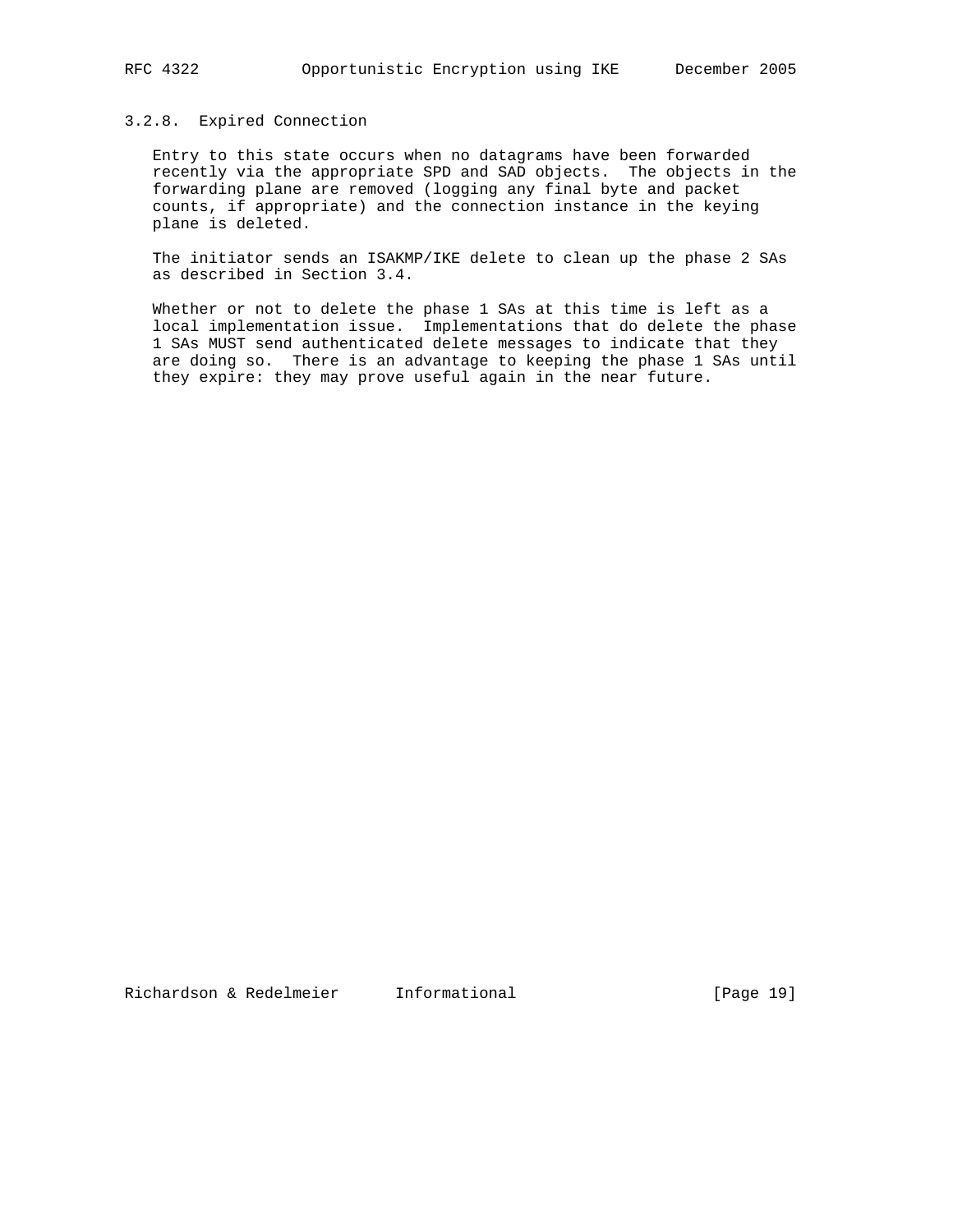### 3.2.8. Expired Connection

Entry to this state occurs when no datagrams have been forwarded recently via the appropriate SPD and SAD objects. The objects in the forwarding plane are removed (logging any final byte and packet counts, if appropriate) and the connection instance in the keying plane is deleted.

The initiator sends an ISAKMP/IKE delete to clean up the phase 2 SAs as described in Section 3.4.

Whether or not to delete the phase 1 SAs at this time is left as a local implementation issue. Implementations that do delete the phase 1 SAs MUST send authenticated delete messages to indicate that they are doing so. There is an advantage to keeping the phase 1 SAs until they expire: they may prove useful again in the near future.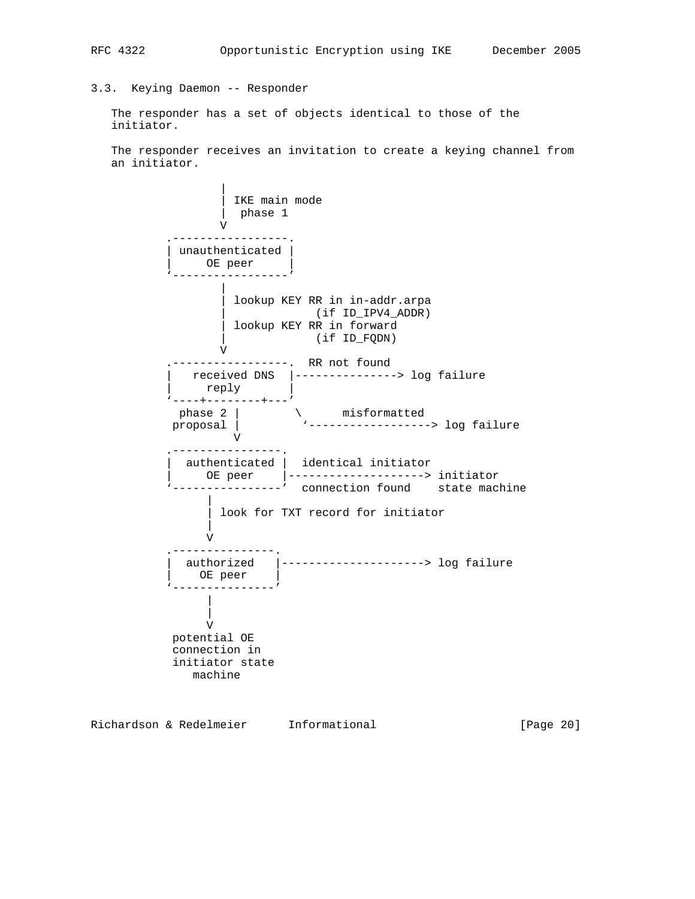### 3.3. Keying Daemon -- Responder

The responder has a set of objects identical to those of the initiator.

The responder receives an invitation to create a keying channel from an initiator.

```
                 |
                 | IKE main mode
                 |  phase 1
                 V
         .-----------------.
         | unauthenticated |
         |     OE peer     |
         `-----------------'
                 |
                 | lookup KEY RR in in-addr.arpa
                 |             (if ID_IPV4_ADDR)
                 | lookup KEY RR in forward
                 |             (if ID_FQDN)
                 V
         .-----------------.  RR not found
         |   received DNS  |---------------> log failure
         |     reply       |
         `----+--------+---'
          phase 2 |        \      misformatted
         proposal |         `------------------> log failure
                  V
         .----------------.
         |  authenticated |  identical initiator
         |     OE peer    |--------------------> initiator
         `----------------'  connection found    state machine
               |
               | look for TXT record for initiator
               |
               V
         .---------------.
         |  authorized   |---------------------> log failure
         |    OE peer    |
         `---------------'
               |
               |
               V
          potential OE
          connection in
          initiator state
             machine
```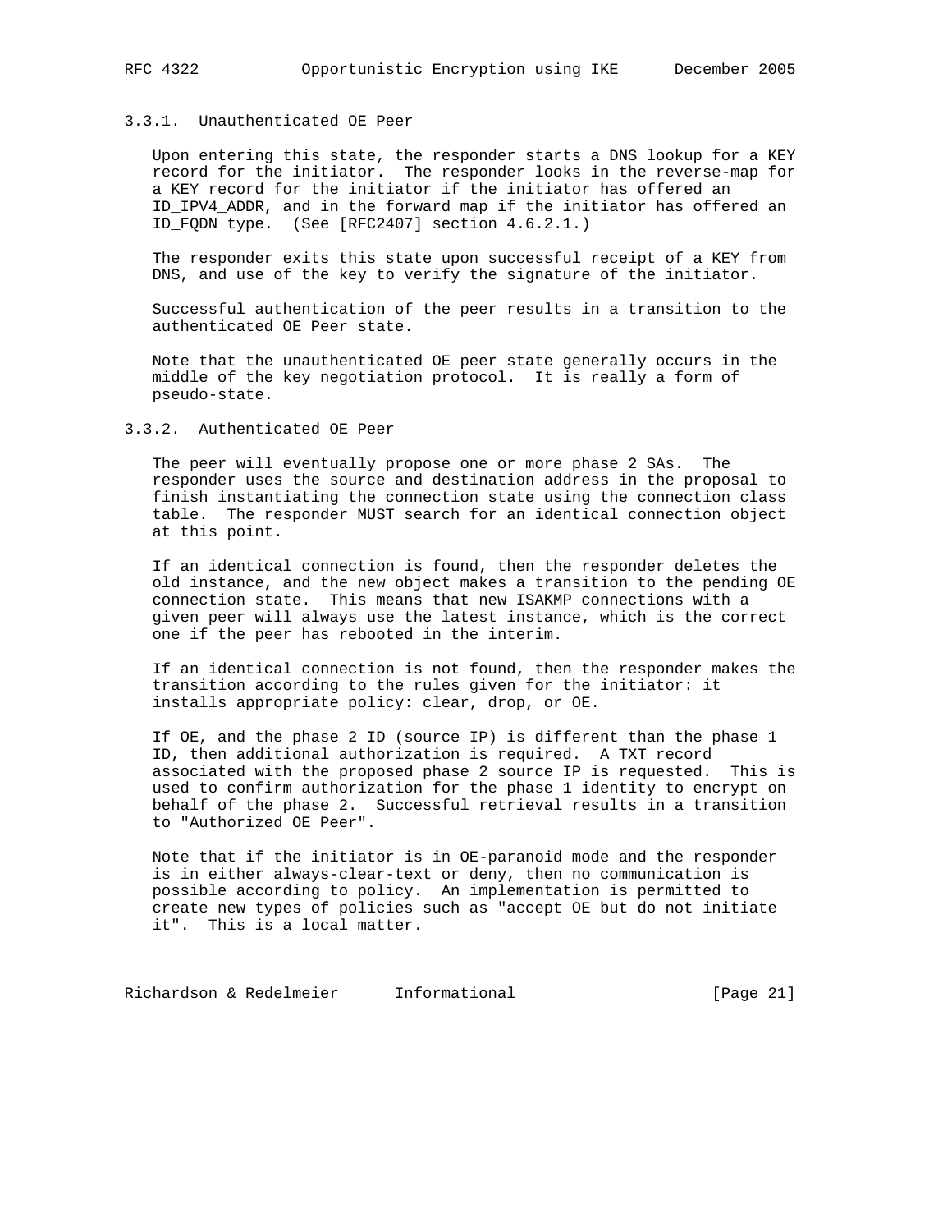### 3.3.1. Unauthenticated OE Peer

Upon entering this state, the responder starts a DNS lookup for a KEY record for the initiator. The responder looks in the reverse-map for a KEY record for the initiator if the initiator has offered an ID_IPV4_ADDR, and in the forward map if the initiator has offered an ID_FQDN type. (See [RFC2407] section 4.6.2.1.)

The responder exits this state upon successful receipt of a KEY from DNS, and use of the key to verify the signature of the initiator.

Successful authentication of the peer results in a transition to the authenticated OE Peer state.

Note that the unauthenticated OE peer state generally occurs in the middle of the key negotiation protocol. It is really a form of pseudo-state.

### 3.3.2. Authenticated OE Peer

The peer will eventually propose one or more phase 2 SAs. The responder uses the source and destination address in the proposal to finish instantiating the connection state using the connection class table. The responder MUST search for an identical connection object at this point.

If an identical connection is found, then the responder deletes the old instance, and the new object makes a transition to the pending OE connection state. This means that new ISAKMP connections with a given peer will always use the latest instance, which is the correct one if the peer has rebooted in the interim.

If an identical connection is not found, then the responder makes the transition according to the rules given for the initiator: it installs appropriate policy: clear, drop, or OE.

If OE, and the phase 2 ID (source IP) is different than the phase 1 ID, then additional authorization is required. A TXT record associated with the proposed phase 2 source IP is requested. This is used to confirm authorization for the phase 1 identity to encrypt on behalf of the phase 2. Successful retrieval results in a transition to "Authorized OE Peer".

Note that if the initiator is in OE-paranoid mode and the responder is in either always-clear-text or deny, then no communication is possible according to policy. An implementation is permitted to create new types of policies such as "accept OE but do not initiate it". This is a local matter.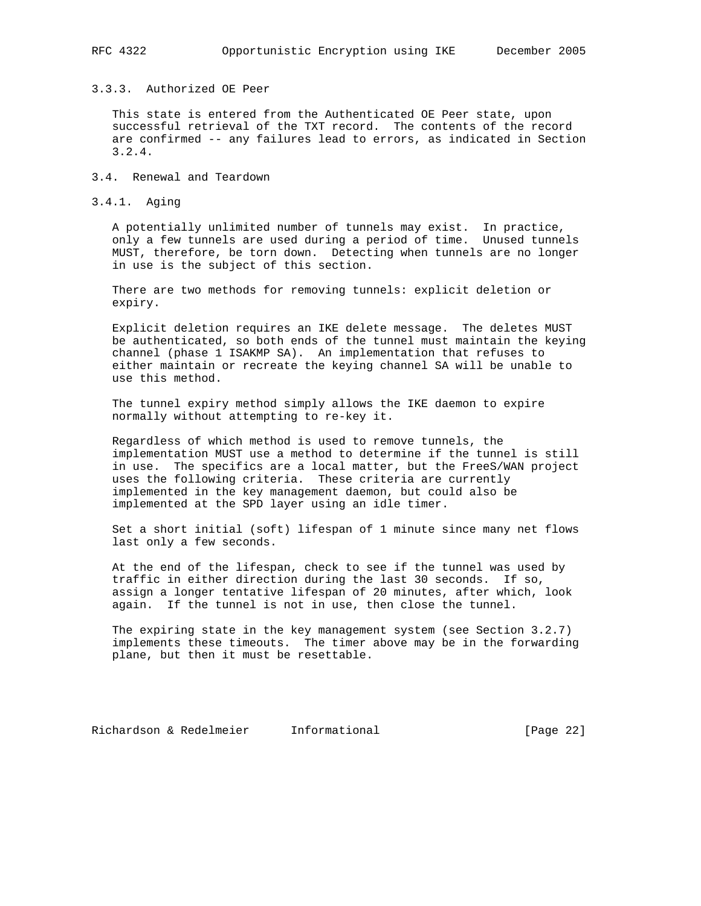#### 3.3.3. Authorized OE Peer

This state is entered from the Authenticated OE Peer state, upon successful retrieval of the TXT record. The contents of the record are confirmed -- any failures lead to errors, as indicated in Section 3.2.4.

### 3.4. Renewal and Teardown

#### 3.4.1. Aging

A potentially unlimited number of tunnels may exist. In practice, only a few tunnels are used during a period of time. Unused tunnels MUST, therefore, be torn down. Detecting when tunnels are no longer in use is the subject of this section.

There are two methods for removing tunnels: explicit deletion or expiry.

Explicit deletion requires an IKE delete message. The deletes MUST be authenticated, so both ends of the tunnel must maintain the keying channel (phase 1 ISAKMP SA). An implementation that refuses to either maintain or recreate the keying channel SA will be unable to use this method.

The tunnel expiry method simply allows the IKE daemon to expire normally without attempting to re-key it.

Regardless of which method is used to remove tunnels, the implementation MUST use a method to determine if the tunnel is still in use. The specifics are a local matter, but the FreeS/WAN project uses the following criteria. These criteria are currently implemented in the key management daemon, but could also be implemented at the SPD layer using an idle timer.

Set a short initial (soft) lifespan of 1 minute since many net flows last only a few seconds.

At the end of the lifespan, check to see if the tunnel was used by traffic in either direction during the last 30 seconds. If so, assign a longer tentative lifespan of 20 minutes, after which, look again. If the tunnel is not in use, then close the tunnel.

The expiring state in the key management system (see Section 3.2.7) implements these timeouts. The timer above may be in the forwarding plane, but then it must be resettable.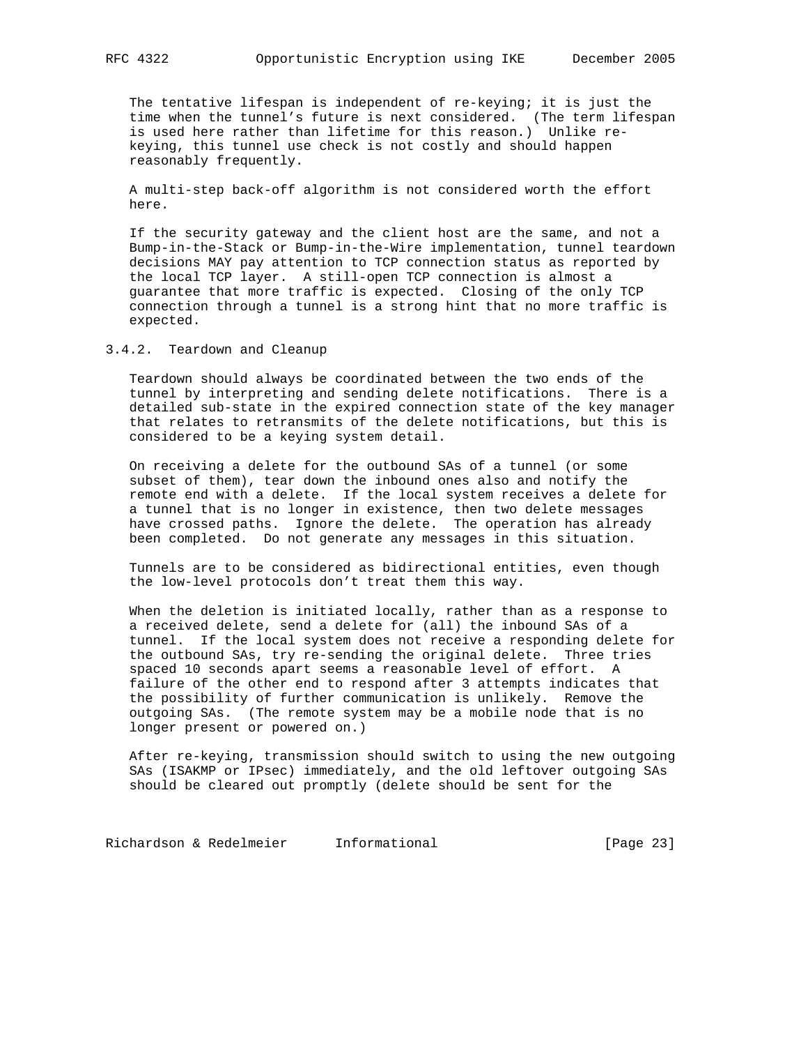The tentative lifespan is independent of re-keying; it is just the time when the tunnel's future is next considered. (The term lifespan is used here rather than lifetime for this reason.) Unlike re-keying, this tunnel use check is not costly and should happen reasonably frequently.

A multi-step back-off algorithm is not considered worth the effort here.

If the security gateway and the client host are the same, and not a Bump-in-the-Stack or Bump-in-the-Wire implementation, tunnel teardown decisions MAY pay attention to TCP connection status as reported by the local TCP layer. A still-open TCP connection is almost a guarantee that more traffic is expected. Closing of the only TCP connection through a tunnel is a strong hint that no more traffic is expected.

### 3.4.2. Teardown and Cleanup

Teardown should always be coordinated between the two ends of the tunnel by interpreting and sending delete notifications. There is a detailed sub-state in the expired connection state of the key manager that relates to retransmits of the delete notifications, but this is considered to be a keying system detail.

On receiving a delete for the outbound SAs of a tunnel (or some subset of them), tear down the inbound ones also and notify the remote end with a delete. If the local system receives a delete for a tunnel that is no longer in existence, then two delete messages have crossed paths. Ignore the delete. The operation has already been completed. Do not generate any messages in this situation.

Tunnels are to be considered as bidirectional entities, even though the low-level protocols don't treat them this way.

When the deletion is initiated locally, rather than as a response to a received delete, send a delete for (all) the inbound SAs of a tunnel. If the local system does not receive a responding delete for the outbound SAs, try re-sending the original delete. Three tries spaced 10 seconds apart seems a reasonable level of effort. A failure of the other end to respond after 3 attempts indicates that the possibility of further communication is unlikely. Remove the outgoing SAs. (The remote system may be a mobile node that is no longer present or powered on.)

After re-keying, transmission should switch to using the new outgoing SAs (ISAKMP or IPsec) immediately, and the old leftover outgoing SAs should be cleared out promptly (delete should be sent for the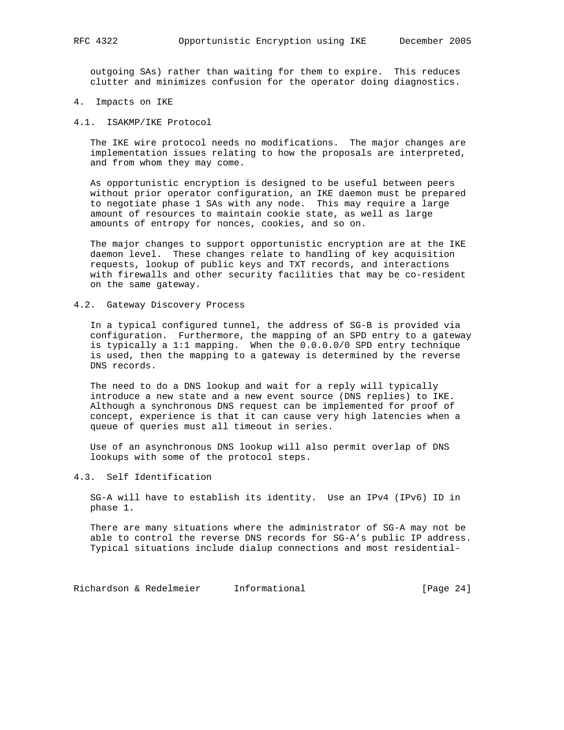outgoing SAs) rather than waiting for them to expire. This reduces clutter and minimizes confusion for the operator doing diagnostics.

# 4. Impacts on IKE

## 4.1. ISAKMP/IKE Protocol

The IKE wire protocol needs no modifications. The major changes are implementation issues relating to how the proposals are interpreted, and from whom they may come.

As opportunistic encryption is designed to be useful between peers without prior operator configuration, an IKE daemon must be prepared to negotiate phase 1 SAs with any node. This may require a large amount of resources to maintain cookie state, as well as large amounts of entropy for nonces, cookies, and so on.

The major changes to support opportunistic encryption are at the IKE daemon level. These changes relate to handling of key acquisition requests, lookup of public keys and TXT records, and interactions with firewalls and other security facilities that may be co-resident on the same gateway.

## 4.2. Gateway Discovery Process

In a typical configured tunnel, the address of SG-B is provided via configuration. Furthermore, the mapping of an SPD entry to a gateway is typically a 1:1 mapping. When the 0.0.0.0/0 SPD entry technique is used, then the mapping to a gateway is determined by the reverse DNS records.

The need to do a DNS lookup and wait for a reply will typically introduce a new state and a new event source (DNS replies) to IKE. Although a synchronous DNS request can be implemented for proof of concept, experience is that it can cause very high latencies when a queue of queries must all timeout in series.

Use of an asynchronous DNS lookup will also permit overlap of DNS lookups with some of the protocol steps.

## 4.3. Self Identification

SG-A will have to establish its identity. Use an IPv4 (IPv6) ID in phase 1.

There are many situations where the administrator of SG-A may not be able to control the reverse DNS records for SG-A's public IP address. Typical situations include dialup connections and most residential-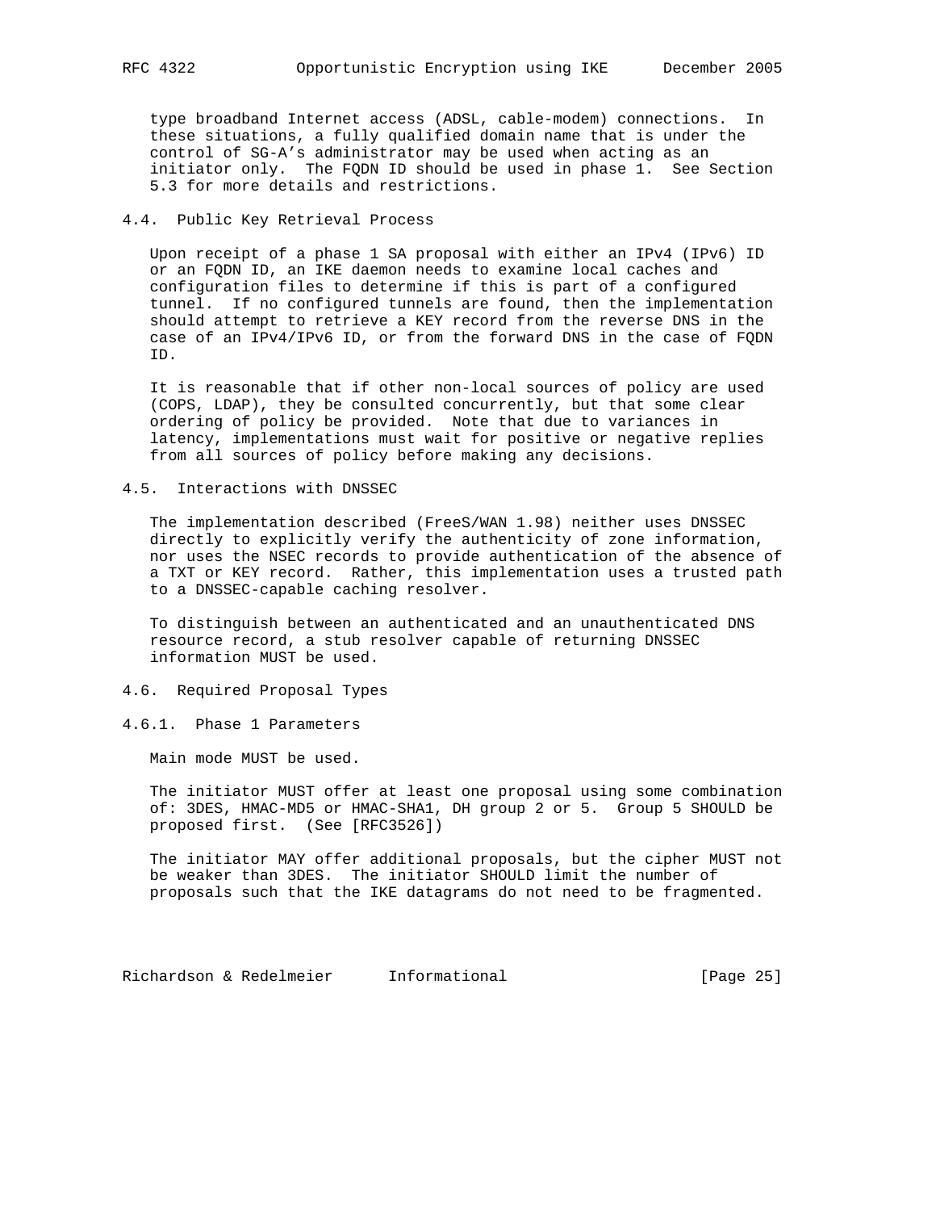type broadband Internet access (ADSL, cable-modem) connections. In these situations, a fully qualified domain name that is under the control of SG-A's administrator may be used when acting as an initiator only. The FQDN ID should be used in phase 1. See Section 5.3 for more details and restrictions.

### 4.4. Public Key Retrieval Process

Upon receipt of a phase 1 SA proposal with either an IPv4 (IPv6) ID or an FQDN ID, an IKE daemon needs to examine local caches and configuration files to determine if this is part of a configured tunnel. If no configured tunnels are found, then the implementation should attempt to retrieve a KEY record from the reverse DNS in the case of an IPv4/IPv6 ID, or from the forward DNS in the case of FQDN ID.

It is reasonable that if other non-local sources of policy are used (COPS, LDAP), they be consulted concurrently, but that some clear ordering of policy be provided. Note that due to variances in latency, implementations must wait for positive or negative replies from all sources of policy before making any decisions.

### 4.5. Interactions with DNSSEC

The implementation described (FreeS/WAN 1.98) neither uses DNSSEC directly to explicitly verify the authenticity of zone information, nor uses the NSEC records to provide authentication of the absence of a TXT or KEY record. Rather, this implementation uses a trusted path to a DNSSEC-capable caching resolver.

To distinguish between an authenticated and an unauthenticated DNS resource record, a stub resolver capable of returning DNSSEC information MUST be used.

### 4.6. Required Proposal Types

#### 4.6.1. Phase 1 Parameters

Main mode MUST be used.

The initiator MUST offer at least one proposal using some combination of: 3DES, HMAC-MD5 or HMAC-SHA1, DH group 2 or 5. Group 5 SHOULD be proposed first. (See [RFC3526])

The initiator MAY offer additional proposals, but the cipher MUST not be weaker than 3DES. The initiator SHOULD limit the number of proposals such that the IKE datagrams do not need to be fragmented.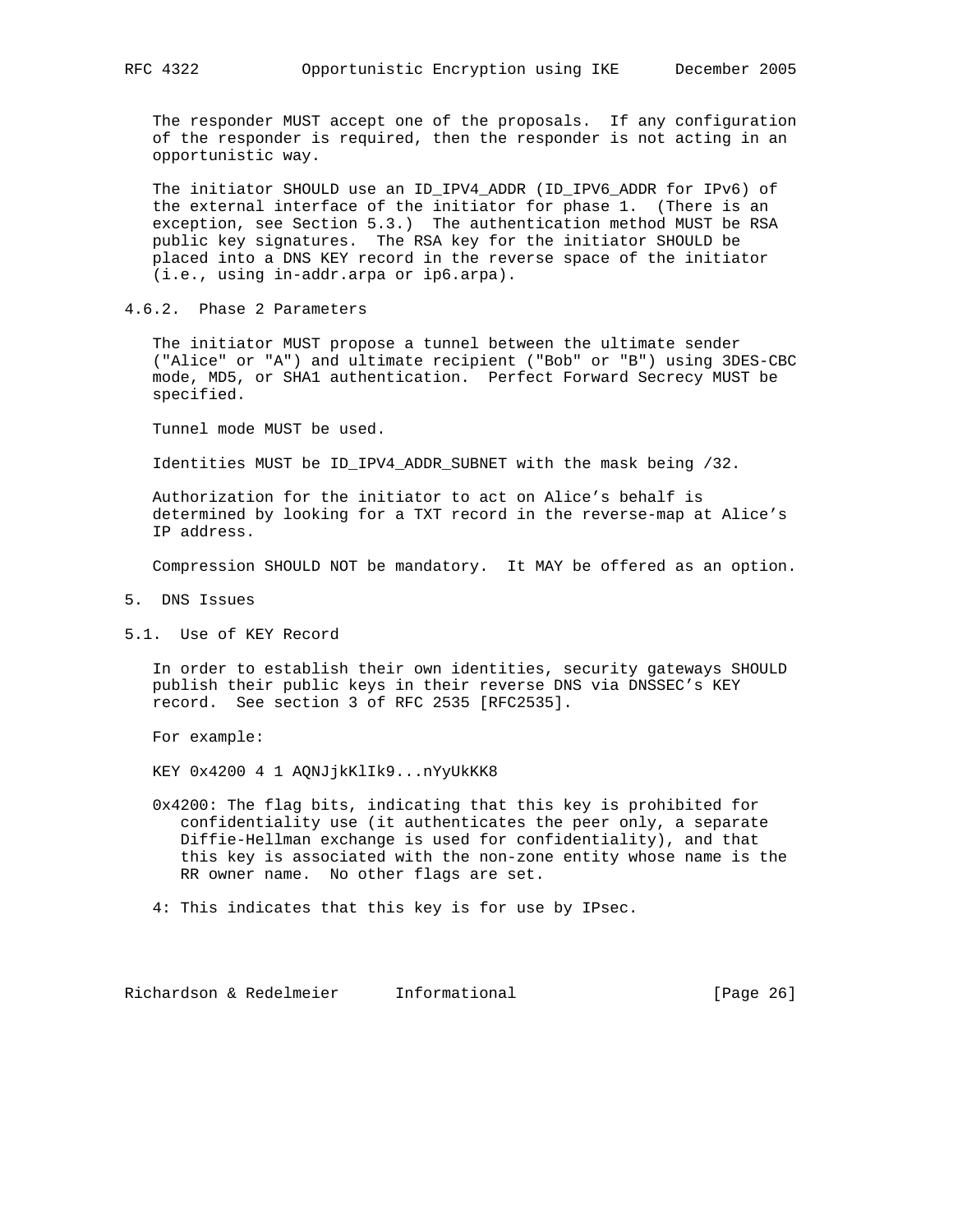The responder MUST accept one of the proposals. If any configuration of the responder is required, then the responder is not acting in an opportunistic way.

The initiator SHOULD use an ID_IPV4_ADDR (ID_IPV6_ADDR for IPv6) of the external interface of the initiator for phase 1. (There is an exception, see Section 5.3.) The authentication method MUST be RSA public key signatures. The RSA key for the initiator SHOULD be placed into a DNS KEY record in the reverse space of the initiator (i.e., using in-addr.arpa or ip6.arpa).

### 4.6.2. Phase 2 Parameters

The initiator MUST propose a tunnel between the ultimate sender ("Alice" or "A") and ultimate recipient ("Bob" or "B") using 3DES-CBC mode, MD5, or SHA1 authentication. Perfect Forward Secrecy MUST be specified.

Tunnel mode MUST be used.

Identities MUST be ID_IPV4_ADDR_SUBNET with the mask being /32.

Authorization for the initiator to act on Alice's behalf is determined by looking for a TXT record in the reverse-map at Alice's IP address.

Compression SHOULD NOT be mandatory. It MAY be offered as an option.

## 5. DNS Issues

### 5.1. Use of KEY Record

In order to establish their own identities, security gateways SHOULD publish their public keys in their reverse DNS via DNSSEC's KEY record. See section 3 of RFC 2535 [RFC2535].

For example:

```
KEY 0x4200 4 1 AQNJjkKlIk9...nYyUkKK8
```

0x4200: The flag bits, indicating that this key is prohibited for confidentiality use (it authenticates the peer only, a separate Diffie-Hellman exchange is used for confidentiality), and that this key is associated with the non-zone entity whose name is the RR owner name. No other flags are set.

4: This indicates that this key is for use by IPsec.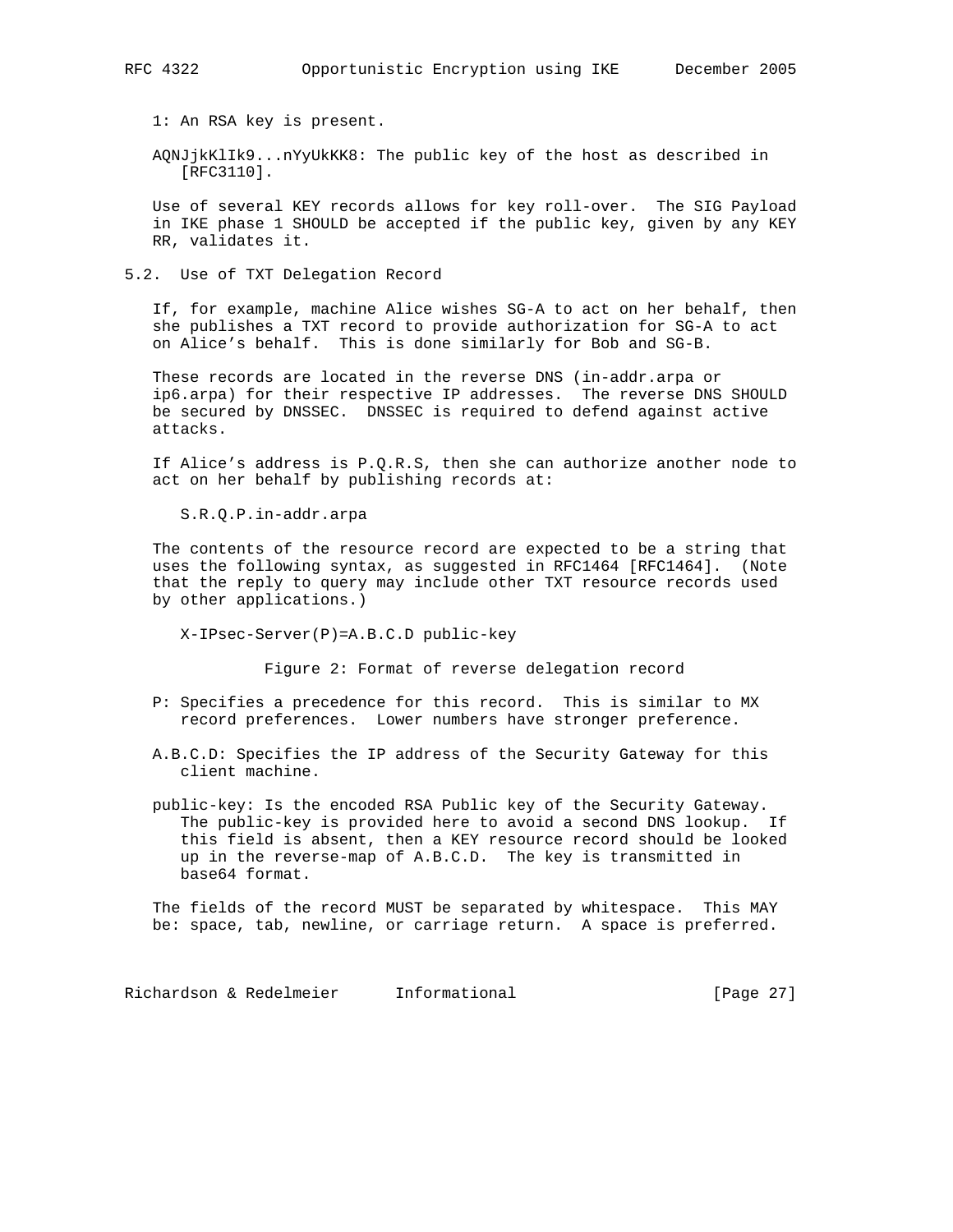1: An RSA key is present.

AQNJjkKlIk9...nYyUkKK8: The public key of the host as described in [RFC3110].

Use of several KEY records allows for key roll-over. The SIG Payload in IKE phase 1 SHOULD be accepted if the public key, given by any KEY RR, validates it.

## 5.2. Use of TXT Delegation Record

If, for example, machine Alice wishes SG-A to act on her behalf, then she publishes a TXT record to provide authorization for SG-A to act on Alice's behalf. This is done similarly for Bob and SG-B.

These records are located in the reverse DNS (in-addr.arpa or ip6.arpa) for their respective IP addresses. The reverse DNS SHOULD be secured by DNSSEC. DNSSEC is required to defend against active attacks.

If Alice's address is P.Q.R.S, then she can authorize another node to act on her behalf by publishing records at:

```
S.R.Q.P.in-addr.arpa
```

The contents of the resource record are expected to be a string that uses the following syntax, as suggested in RFC1464 [RFC1464]. (Note that the reply to query may include other TXT resource records used by other applications.)

```
X-IPsec-Server(P)=A.B.C.D public-key
```

Figure 2: Format of reverse delegation record

P: Specifies a precedence for this record. This is similar to MX record preferences. Lower numbers have stronger preference.

A.B.C.D: Specifies the IP address of the Security Gateway for this client machine.

public-key: Is the encoded RSA Public key of the Security Gateway. The public-key is provided here to avoid a second DNS lookup. If this field is absent, then a KEY resource record should be looked up in the reverse-map of A.B.C.D. The key is transmitted in base64 format.

The fields of the record MUST be separated by whitespace. This MAY be: space, tab, newline, or carriage return. A space is preferred.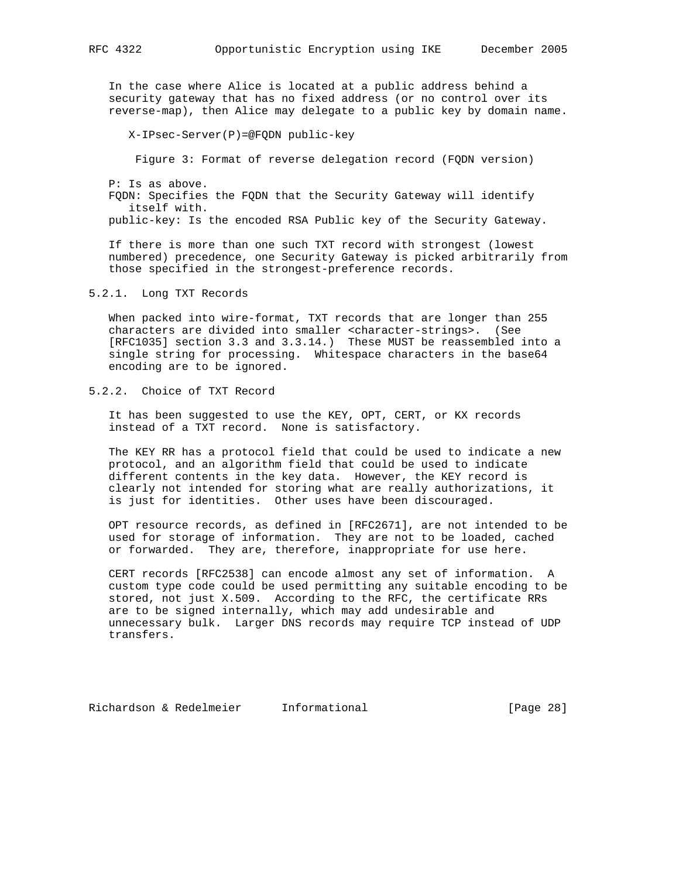In the case where Alice is located at a public address behind a security gateway that has no fixed address (or no control over its reverse-map), then Alice may delegate to a public key by domain name.

```
X-IPsec-Server(P)=@FQDN public-key
```

Figure 3: Format of reverse delegation record (FQDN version)

P: Is as above.
FQDN: Specifies the FQDN that the Security Gateway will identify itself with.
public-key: Is the encoded RSA Public key of the Security Gateway.

If there is more than one such TXT record with strongest (lowest numbered) precedence, one Security Gateway is picked arbitrarily from those specified in the strongest-preference records.

### 5.2.1. Long TXT Records

When packed into wire-format, TXT records that are longer than 255 characters are divided into smaller <character-strings>. (See [RFC1035] section 3.3 and 3.3.14.) These MUST be reassembled into a single string for processing. Whitespace characters in the base64 encoding are to be ignored.

### 5.2.2. Choice of TXT Record

It has been suggested to use the KEY, OPT, CERT, or KX records instead of a TXT record. None is satisfactory.

The KEY RR has a protocol field that could be used to indicate a new protocol, and an algorithm field that could be used to indicate different contents in the key data. However, the KEY record is clearly not intended for storing what are really authorizations, it is just for identities. Other uses have been discouraged.

OPT resource records, as defined in [RFC2671], are not intended to be used for storage of information. They are not to be loaded, cached or forwarded. They are, therefore, inappropriate for use here.

CERT records [RFC2538] can encode almost any set of information. A custom type code could be used permitting any suitable encoding to be stored, not just X.509. According to the RFC, the certificate RRs are to be signed internally, which may add undesirable and unnecessary bulk. Larger DNS records may require TCP instead of UDP transfers.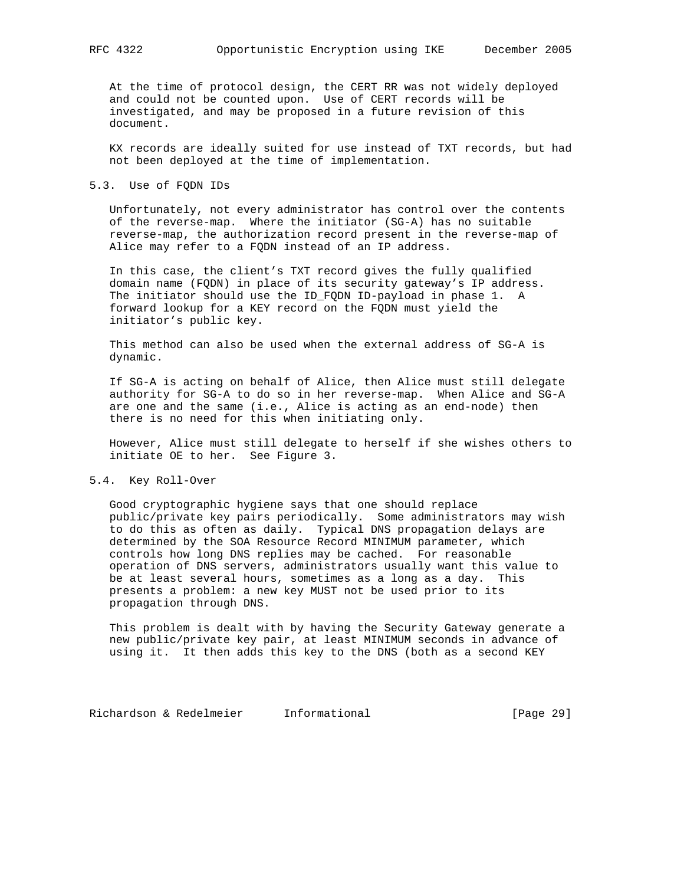At the time of protocol design, the CERT RR was not widely deployed and could not be counted upon. Use of CERT records will be investigated, and may be proposed in a future revision of this document.

KX records are ideally suited for use instead of TXT records, but had not been deployed at the time of implementation.

## 5.3. Use of FQDN IDs

Unfortunately, not every administrator has control over the contents of the reverse-map. Where the initiator (SG-A) has no suitable reverse-map, the authorization record present in the reverse-map of Alice may refer to a FQDN instead of an IP address.

In this case, the client's TXT record gives the fully qualified domain name (FQDN) in place of its security gateway's IP address. The initiator should use the ID_FQDN ID-payload in phase 1. A forward lookup for a KEY record on the FQDN must yield the initiator's public key.

This method can also be used when the external address of SG-A is dynamic.

If SG-A is acting on behalf of Alice, then Alice must still delegate authority for SG-A to do so in her reverse-map. When Alice and SG-A are one and the same (i.e., Alice is acting as an end-node) then there is no need for this when initiating only.

However, Alice must still delegate to herself if she wishes others to initiate OE to her. See Figure 3.

## 5.4. Key Roll-Over

Good cryptographic hygiene says that one should replace public/private key pairs periodically. Some administrators may wish to do this as often as daily. Typical DNS propagation delays are determined by the SOA Resource Record MINIMUM parameter, which controls how long DNS replies may be cached. For reasonable operation of DNS servers, administrators usually want this value to be at least several hours, sometimes as a long as a day. This presents a problem: a new key MUST not be used prior to its propagation through DNS.

This problem is dealt with by having the Security Gateway generate a new public/private key pair, at least MINIMUM seconds in advance of using it. It then adds this key to the DNS (both as a second KEY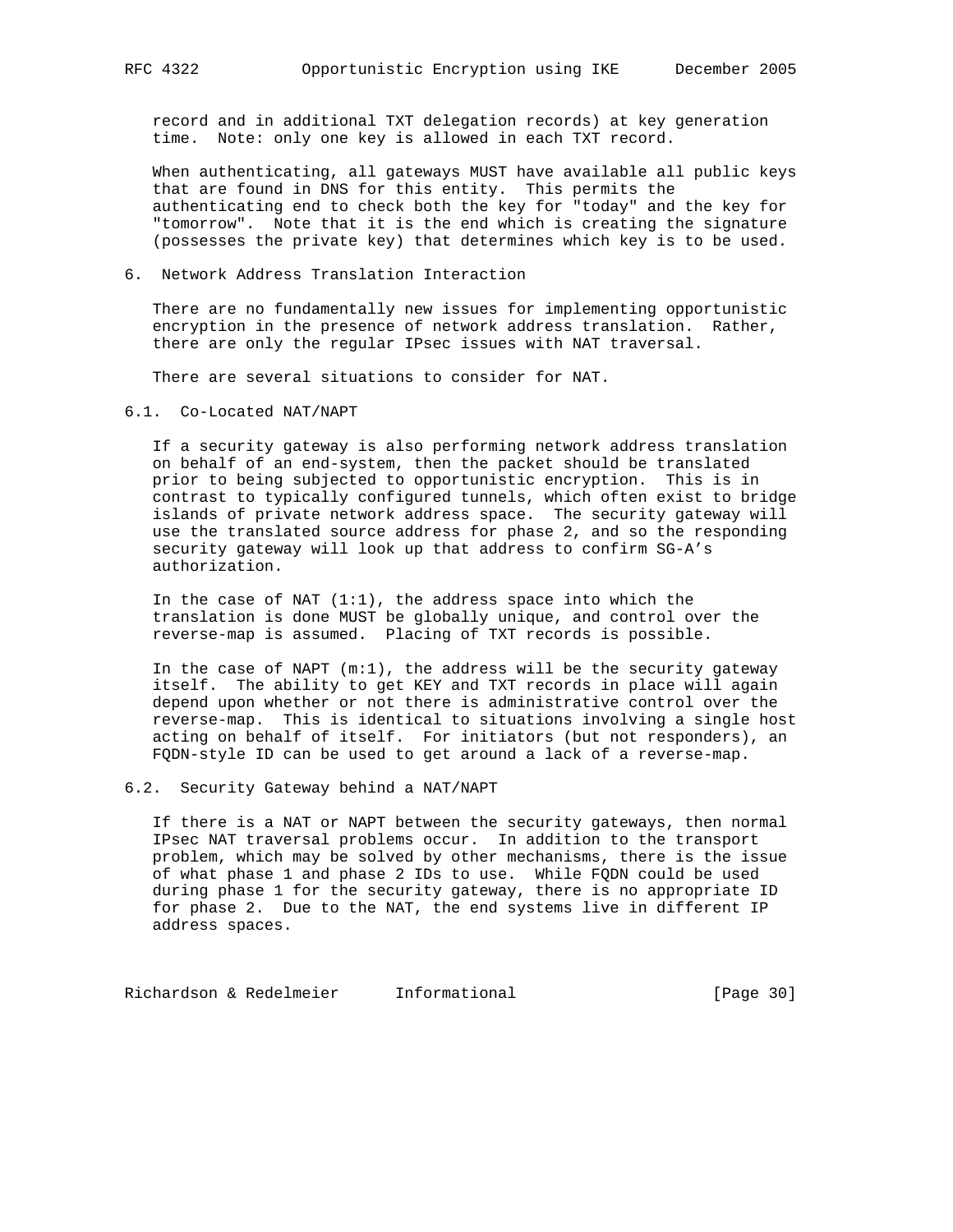record and in additional TXT delegation records) at key generation time. Note: only one key is allowed in each TXT record.

When authenticating, all gateways MUST have available all public keys that are found in DNS for this entity. This permits the authenticating end to check both the key for "today" and the key for "tomorrow". Note that it is the end which is creating the signature (possesses the private key) that determines which key is to be used.

## 6. Network Address Translation Interaction

There are no fundamentally new issues for implementing opportunistic encryption in the presence of network address translation. Rather, there are only the regular IPsec issues with NAT traversal.

There are several situations to consider for NAT.

### 6.1. Co-Located NAT/NAPT

If a security gateway is also performing network address translation on behalf of an end-system, then the packet should be translated prior to being subjected to opportunistic encryption. This is in contrast to typically configured tunnels, which often exist to bridge islands of private network address space. The security gateway will use the translated source address for phase 2, and so the responding security gateway will look up that address to confirm SG-A's authorization.

In the case of NAT (1:1), the address space into which the translation is done MUST be globally unique, and control over the reverse-map is assumed. Placing of TXT records is possible.

In the case of NAPT (m:1), the address will be the security gateway itself. The ability to get KEY and TXT records in place will again depend upon whether or not there is administrative control over the reverse-map. This is identical to situations involving a single host acting on behalf of itself. For initiators (but not responders), an FQDN-style ID can be used to get around a lack of a reverse-map.

### 6.2. Security Gateway behind a NAT/NAPT

If there is a NAT or NAPT between the security gateways, then normal IPsec NAT traversal problems occur. In addition to the transport problem, which may be solved by other mechanisms, there is the issue of what phase 1 and phase 2 IDs to use. While FQDN could be used during phase 1 for the security gateway, there is no appropriate ID for phase 2. Due to the NAT, the end systems live in different IP address spaces.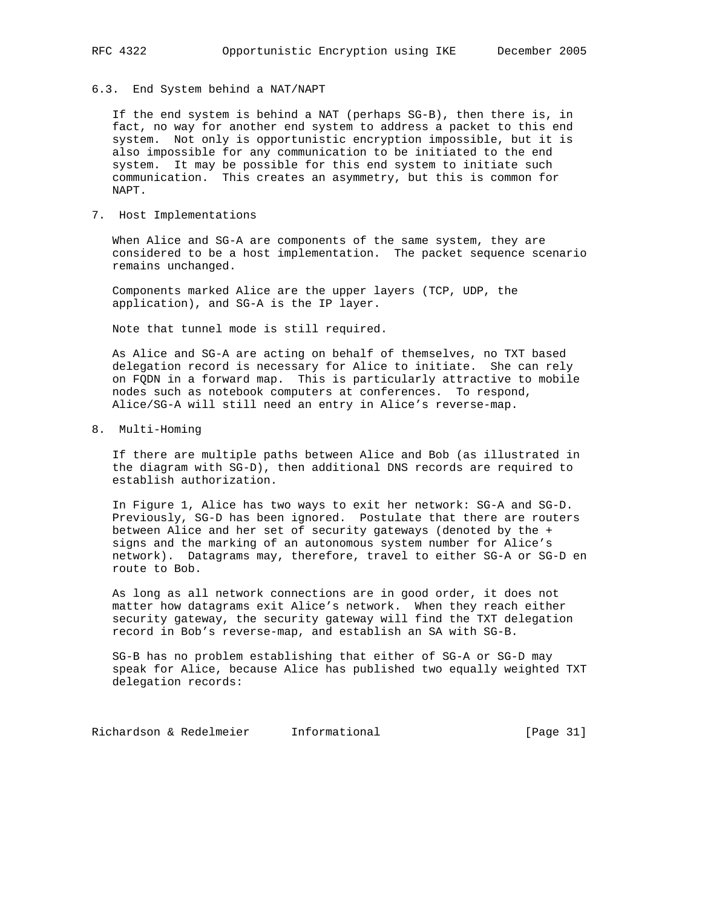### 6.3. End System behind a NAT/NAPT

If the end system is behind a NAT (perhaps SG-B), then there is, in fact, no way for another end system to address a packet to this end system. Not only is opportunistic encryption impossible, but it is also impossible for any communication to be initiated to the end system. It may be possible for this end system to initiate such communication. This creates an asymmetry, but this is common for NAPT.

## 7. Host Implementations

When Alice and SG-A are components of the same system, they are considered to be a host implementation. The packet sequence scenario remains unchanged.

Components marked Alice are the upper layers (TCP, UDP, the application), and SG-A is the IP layer.

Note that tunnel mode is still required.

As Alice and SG-A are acting on behalf of themselves, no TXT based delegation record is necessary for Alice to initiate. She can rely on FQDN in a forward map. This is particularly attractive to mobile nodes such as notebook computers at conferences. To respond, Alice/SG-A will still need an entry in Alice's reverse-map.

## 8. Multi-Homing

If there are multiple paths between Alice and Bob (as illustrated in the diagram with SG-D), then additional DNS records are required to establish authorization.

In Figure 1, Alice has two ways to exit her network: SG-A and SG-D. Previously, SG-D has been ignored. Postulate that there are routers between Alice and her set of security gateways (denoted by the + signs and the marking of an autonomous system number for Alice's network). Datagrams may, therefore, travel to either SG-A or SG-D en route to Bob.

As long as all network connections are in good order, it does not matter how datagrams exit Alice's network. When they reach either security gateway, the security gateway will find the TXT delegation record in Bob's reverse-map, and establish an SA with SG-B.

SG-B has no problem establishing that either of SG-A or SG-D may speak for Alice, because Alice has published two equally weighted TXT delegation records: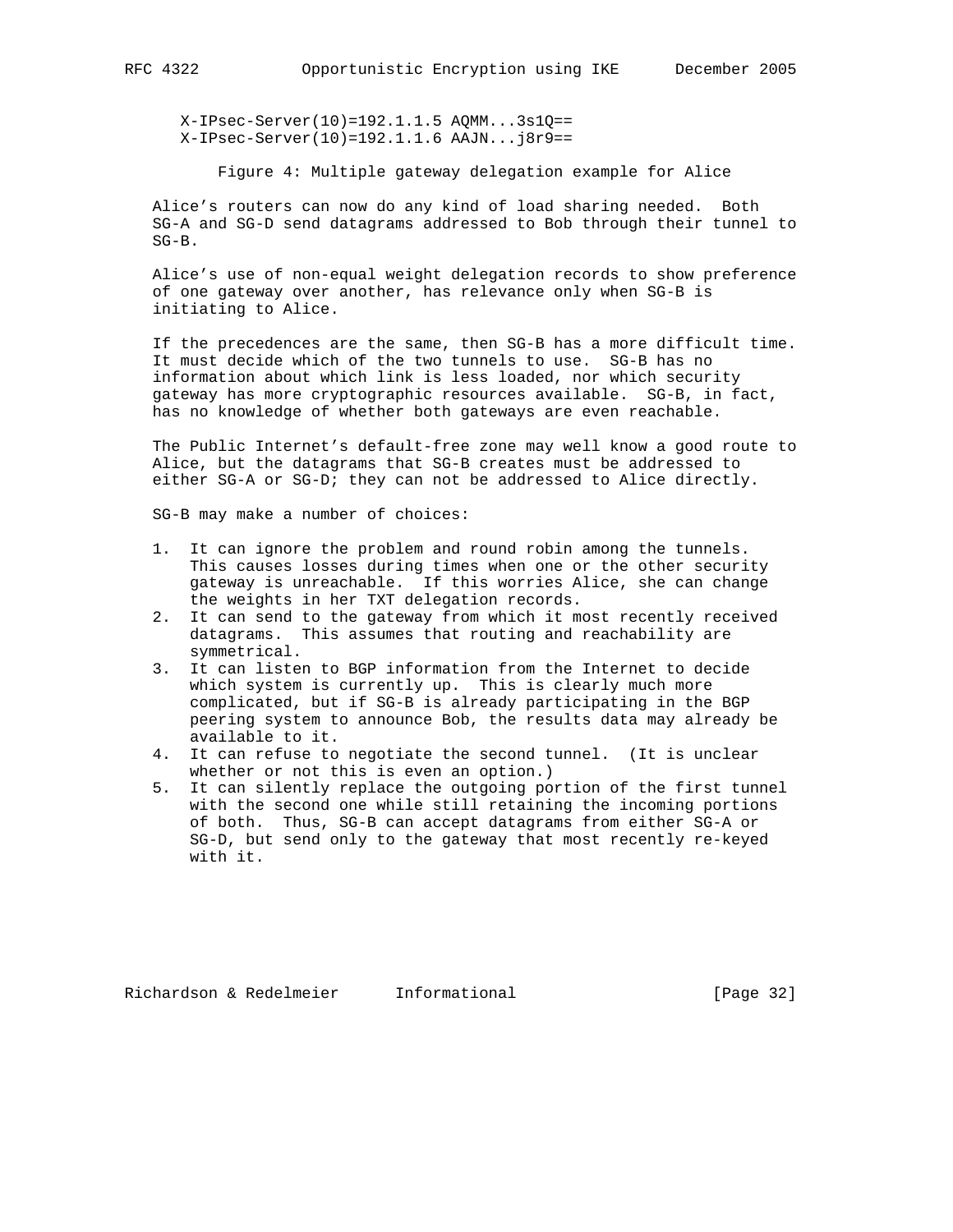```
X-IPsec-Server(10)=192.1.1.5 AQMM...3s1Q==
X-IPsec-Server(10)=192.1.1.6 AAJN...j8r9==
```

Figure 4: Multiple gateway delegation example for Alice

Alice's routers can now do any kind of load sharing needed. Both SG-A and SG-D send datagrams addressed to Bob through their tunnel to SG-B.

Alice's use of non-equal weight delegation records to show preference of one gateway over another, has relevance only when SG-B is initiating to Alice.

If the precedences are the same, then SG-B has a more difficult time. It must decide which of the two tunnels to use. SG-B has no information about which link is less loaded, nor which security gateway has more cryptographic resources available. SG-B, in fact, has no knowledge of whether both gateways are even reachable.

The Public Internet's default-free zone may well know a good route to Alice, but the datagrams that SG-B creates must be addressed to either SG-A or SG-D; they can not be addressed to Alice directly.

SG-B may make a number of choices:

1. It can ignore the problem and round robin among the tunnels. This causes losses during times when one or the other security gateway is unreachable. If this worries Alice, she can change the weights in her TXT delegation records.
2. It can send to the gateway from which it most recently received datagrams. This assumes that routing and reachability are symmetrical.
3. It can listen to BGP information from the Internet to decide which system is currently up. This is clearly much more complicated, but if SG-B is already participating in the BGP peering system to announce Bob, the results data may already be available to it.
4. It can refuse to negotiate the second tunnel. (It is unclear whether or not this is even an option.)
5. It can silently replace the outgoing portion of the first tunnel with the second one while still retaining the incoming portions of both. Thus, SG-B can accept datagrams from either SG-A or SG-D, but send only to the gateway that most recently re-keyed with it.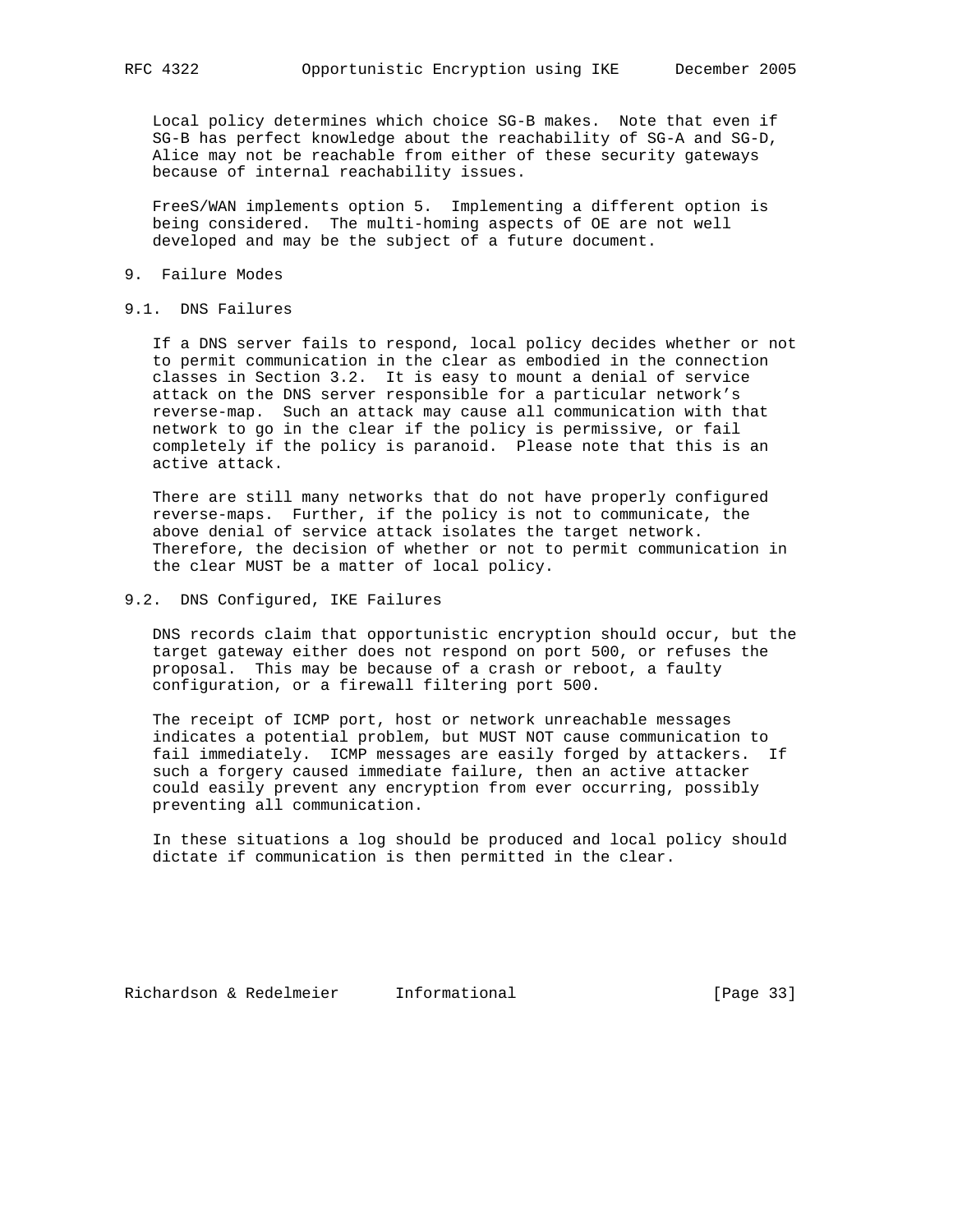Local policy determines which choice SG-B makes. Note that even if SG-B has perfect knowledge about the reachability of SG-A and SG-D, Alice may not be reachable from either of these security gateways because of internal reachability issues.

FreeS/WAN implements option 5. Implementing a different option is being considered. The multi-homing aspects of OE are not well developed and may be the subject of a future document.

## 9. Failure Modes

### 9.1. DNS Failures

If a DNS server fails to respond, local policy decides whether or not to permit communication in the clear as embodied in the connection classes in Section 3.2. It is easy to mount a denial of service attack on the DNS server responsible for a particular network's reverse-map. Such an attack may cause all communication with that network to go in the clear if the policy is permissive, or fail completely if the policy is paranoid. Please note that this is an active attack.

There are still many networks that do not have properly configured reverse-maps. Further, if the policy is not to communicate, the above denial of service attack isolates the target network. Therefore, the decision of whether or not to permit communication in the clear MUST be a matter of local policy.

### 9.2. DNS Configured, IKE Failures

DNS records claim that opportunistic encryption should occur, but the target gateway either does not respond on port 500, or refuses the proposal. This may be because of a crash or reboot, a faulty configuration, or a firewall filtering port 500.

The receipt of ICMP port, host or network unreachable messages indicates a potential problem, but MUST NOT cause communication to fail immediately. ICMP messages are easily forged by attackers. If such a forgery caused immediate failure, then an active attacker could easily prevent any encryption from ever occurring, possibly preventing all communication.

In these situations a log should be produced and local policy should dictate if communication is then permitted in the clear.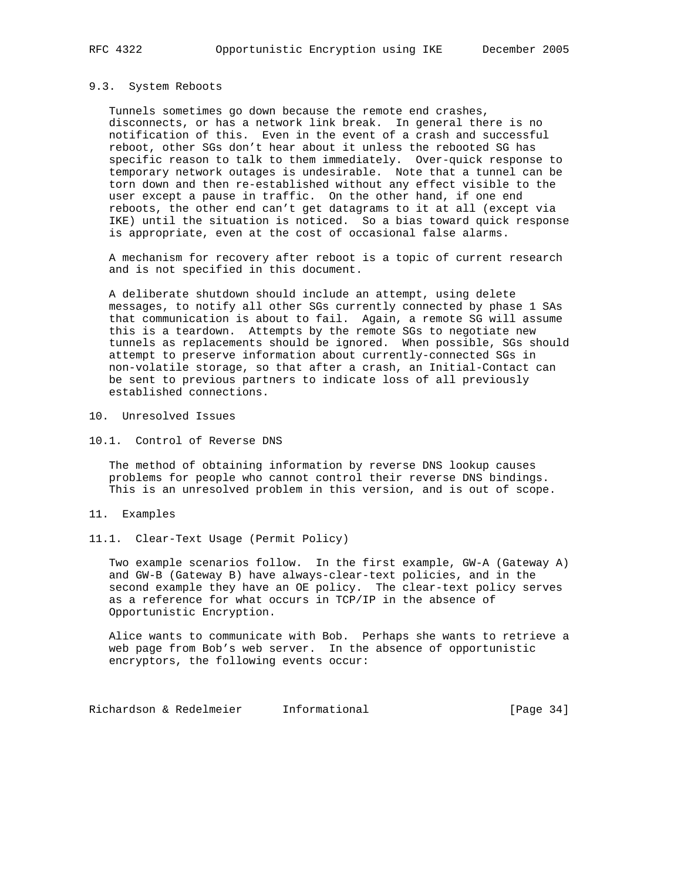### 9.3. System Reboots

Tunnels sometimes go down because the remote end crashes, disconnects, or has a network link break. In general there is no notification of this. Even in the event of a crash and successful reboot, other SGs don't hear about it unless the rebooted SG has specific reason to talk to them immediately. Over-quick response to temporary network outages is undesirable. Note that a tunnel can be torn down and then re-established without any effect visible to the user except a pause in traffic. On the other hand, if one end reboots, the other end can't get datagrams to it at all (except via IKE) until the situation is noticed. So a bias toward quick response is appropriate, even at the cost of occasional false alarms.

A mechanism for recovery after reboot is a topic of current research and is not specified in this document.

A deliberate shutdown should include an attempt, using delete messages, to notify all other SGs currently connected by phase 1 SAs that communication is about to fail. Again, a remote SG will assume this is a teardown. Attempts by the remote SGs to negotiate new tunnels as replacements should be ignored. When possible, SGs should attempt to preserve information about currently-connected SGs in non-volatile storage, so that after a crash, an Initial-Contact can be sent to previous partners to indicate loss of all previously established connections.

## 10. Unresolved Issues

### 10.1. Control of Reverse DNS

The method of obtaining information by reverse DNS lookup causes problems for people who cannot control their reverse DNS bindings. This is an unresolved problem in this version, and is out of scope.

## 11. Examples

### 11.1. Clear-Text Usage (Permit Policy)

Two example scenarios follow. In the first example, GW-A (Gateway A) and GW-B (Gateway B) have always-clear-text policies, and in the second example they have an OE policy. The clear-text policy serves as a reference for what occurs in TCP/IP in the absence of Opportunistic Encryption.

Alice wants to communicate with Bob. Perhaps she wants to retrieve a web page from Bob's web server. In the absence of opportunistic encryptors, the following events occur: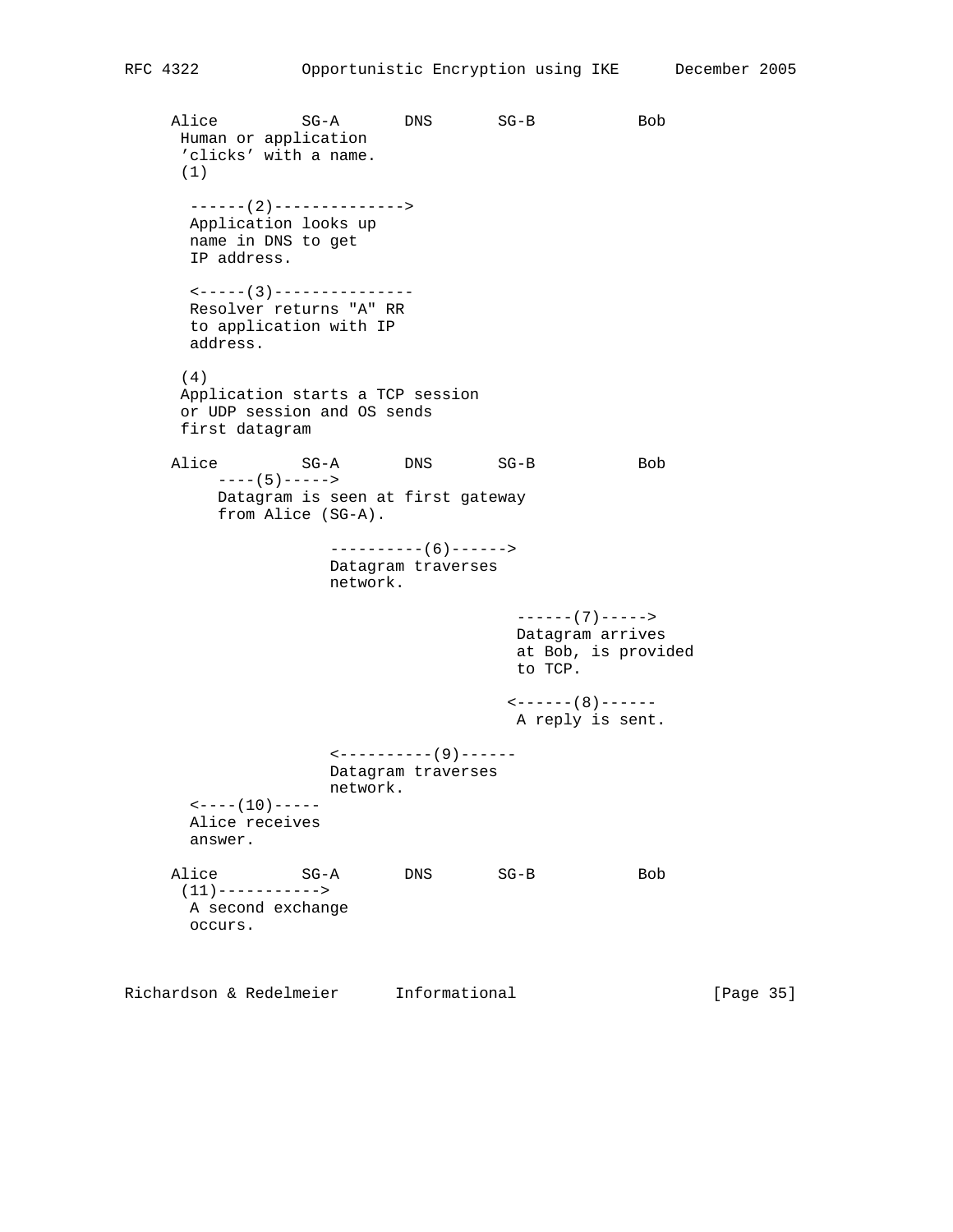```
     Alice          SG-A       DNS       SG-B           Bob
      Human or application
      'clicks' with a name.
      (1)

       ------(2)-------------->
       Application looks up
       name in DNS to get
       IP address.

       <-----(3)---------------
       Resolver returns "A" RR
       to application with IP
       address.

      (4)
      Application starts a TCP session
      or UDP session and OS sends
      first datagram

     Alice          SG-A       DNS       SG-B           Bob
          ----(5)----->
          Datagram is seen at first gateway
          from Alice (SG-A).

                      ----------(6)------>
                      Datagram traverses
                      network.

                                          ------(7)----->
                                          Datagram arrives
                                          at Bob, is provided
                                          to TCP.

                                         <------(8)------
                                          A reply is sent.

                      <----------(9)------
                      Datagram traverses
                      network.
       <----(10)-----
       Alice receives
       answer.

     Alice          SG-A       DNS       SG-B           Bob
      (11)----------->
       A second exchange
       occurs.
```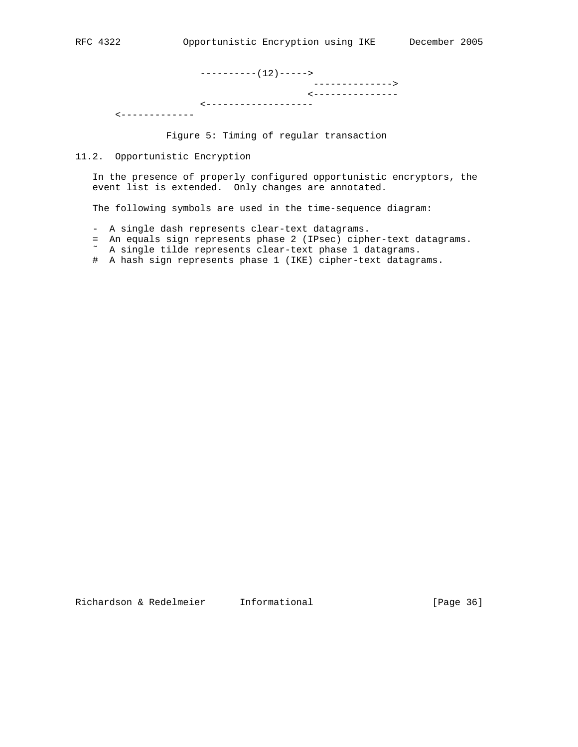```
                    ----------(12)----->
                                         -------------->
                                        <---------------
                    <-------------------
      <-------------
```

Figure 5: Timing of regular transaction

## 11.2. Opportunistic Encryption

In the presence of properly configured opportunistic encryptors, the event list is extended. Only changes are annotated.

The following symbols are used in the time-sequence diagram:

```
-  A single dash represents clear-text datagrams.
=  An equals sign represents phase 2 (IPsec) cipher-text datagrams.
~  A single tilde represents clear-text phase 1 datagrams.
#  A hash sign represents phase 1 (IKE) cipher-text datagrams.
```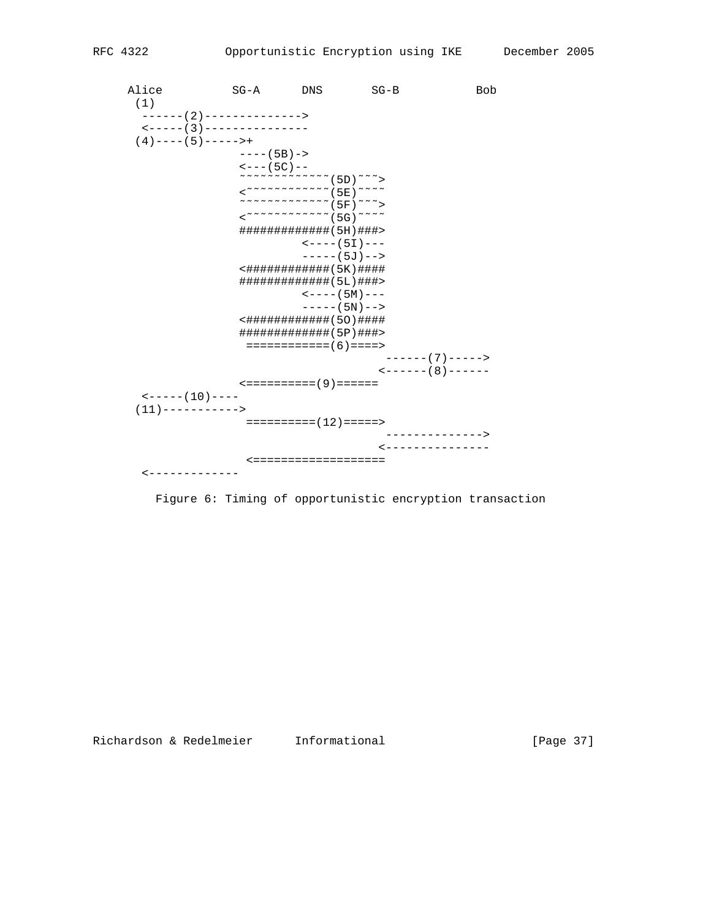```
     Alice          SG-A      DNS       SG-B           Bob
      (1)
       ------(2)-------------->
       <-----(3)---------------
      (4)----(5)----->+
                    ----(5B)->
                    <---(5C)--
                    ~~~~~~~~~~~~~(5D)~~~>
                    <~~~~~~~~~~~~(5E)~~~~
                    ~~~~~~~~~~~~~(5F)~~~>
                    <~~~~~~~~~~~~(5G)~~~~
                    #############(5H)###>
                            <----(5I)---
                            -----(5J)-->
                    <############(5K)####
                    #############(5L)###>
                            <----(5M)---
                            -----(5N)-->
                    <############(5O)####
                    #############(5P)###>
                     ============(6)====>
                                         ------(7)----->
                                        <------(8)------
                    <==========(9)======
       <-----(10)----
      (11)----------->
                     ==========(12)=====>
                                         -------------->
                                        <---------------
                     <===================
       <-------------
```

Figure 6: Timing of opportunistic encryption transaction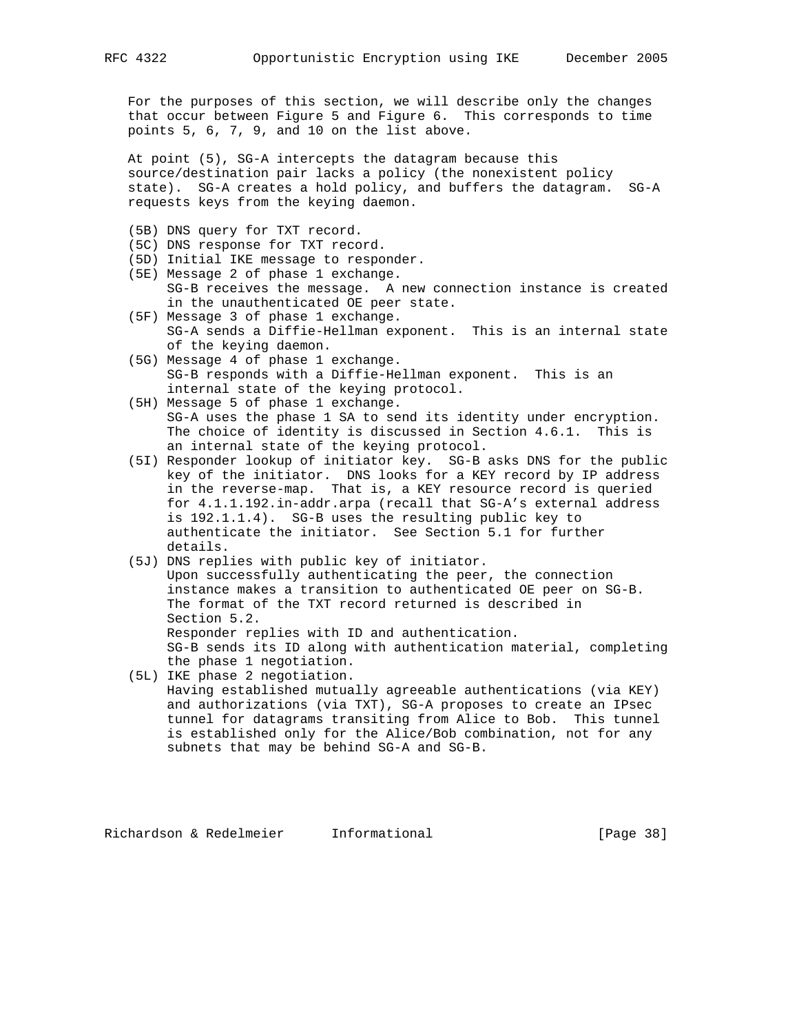For the purposes of this section, we will describe only the changes that occur between Figure 5 and Figure 6. This corresponds to time points 5, 6, 7, 9, and 10 on the list above.

At point (5), SG-A intercepts the datagram because this source/destination pair lacks a policy (the nonexistent policy state). SG-A creates a hold policy, and buffers the datagram. SG-A requests keys from the keying daemon.

- (5B) DNS query for TXT record.
- (5C) DNS response for TXT record.
- (5D) Initial IKE message to responder.
- (5E) Message 2 of phase 1 exchange.
  SG-B receives the message. A new connection instance is created in the unauthenticated OE peer state.
- (5F) Message 3 of phase 1 exchange.
  SG-A sends a Diffie-Hellman exponent. This is an internal state of the keying daemon.
- (5G) Message 4 of phase 1 exchange.
  SG-B responds with a Diffie-Hellman exponent. This is an internal state of the keying protocol.
- (5H) Message 5 of phase 1 exchange.
  SG-A uses the phase 1 SA to send its identity under encryption. The choice of identity is discussed in Section 4.6.1. This is an internal state of the keying protocol.
- (5I) Responder lookup of initiator key. SG-B asks DNS for the public key of the initiator. DNS looks for a KEY record by IP address in the reverse-map. That is, a KEY resource record is queried for 4.1.1.192.in-addr.arpa (recall that SG-A's external address is 192.1.1.4). SG-B uses the resulting public key to authenticate the initiator. See Section 5.1 for further details.
- (5J) DNS replies with public key of initiator.
  Upon successfully authenticating the peer, the connection instance makes a transition to authenticated OE peer on SG-B.
  The format of the TXT record returned is described in Section 5.2.
  Responder replies with ID and authentication.
  SG-B sends its ID along with authentication material, completing the phase 1 negotiation.
- (5L) IKE phase 2 negotiation.
  Having established mutually agreeable authentications (via KEY) and authorizations (via TXT), SG-A proposes to create an IPsec tunnel for datagrams transiting from Alice to Bob. This tunnel is established only for the Alice/Bob combination, not for any subnets that may be behind SG-A and SG-B.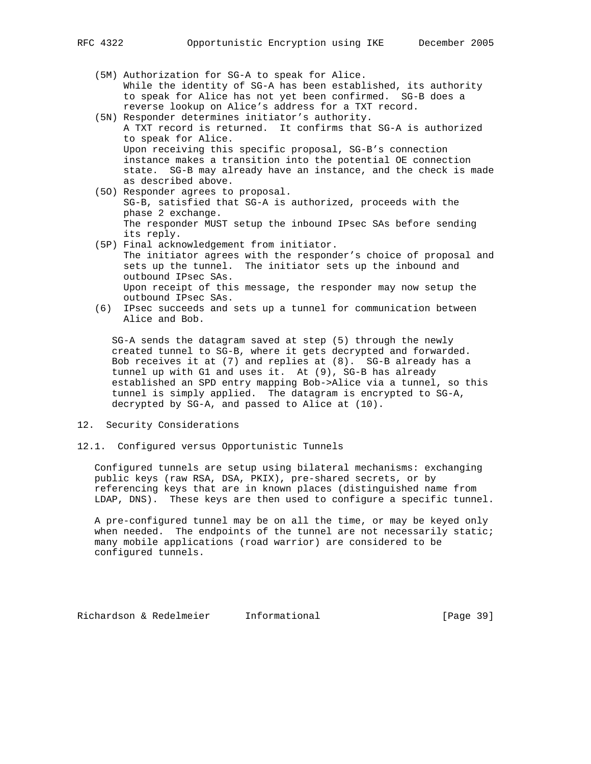(5M) Authorization for SG-A to speak for Alice.
While the identity of SG-A has been established, its authority to speak for Alice has not yet been confirmed. SG-B does a reverse lookup on Alice's address for a TXT record.

(5N) Responder determines initiator's authority.
A TXT record is returned. It confirms that SG-A is authorized to speak for Alice.
Upon receiving this specific proposal, SG-B's connection instance makes a transition into the potential OE connection state. SG-B may already have an instance, and the check is made as described above.

(5O) Responder agrees to proposal.
SG-B, satisfied that SG-A is authorized, proceeds with the phase 2 exchange.
The responder MUST setup the inbound IPsec SAs before sending its reply.

(5P) Final acknowledgement from initiator.
The initiator agrees with the responder's choice of proposal and sets up the tunnel. The initiator sets up the inbound and outbound IPsec SAs.
Upon receipt of this message, the responder may now setup the outbound IPsec SAs.

(6) IPsec succeeds and sets up a tunnel for communication between Alice and Bob.

SG-A sends the datagram saved at step (5) through the newly created tunnel to SG-B, where it gets decrypted and forwarded. Bob receives it at (7) and replies at (8). SG-B already has a tunnel up with G1 and uses it. At (9), SG-B has already established an SPD entry mapping Bob->Alice via a tunnel, so this tunnel is simply applied. The datagram is encrypted to SG-A, decrypted by SG-A, and passed to Alice at (10).

# 12. Security Considerations

## 12.1. Configured versus Opportunistic Tunnels

Configured tunnels are setup using bilateral mechanisms: exchanging public keys (raw RSA, DSA, PKIX), pre-shared secrets, or by referencing keys that are in known places (distinguished name from LDAP, DNS). These keys are then used to configure a specific tunnel.

A pre-configured tunnel may be on all the time, or may be keyed only when needed. The endpoints of the tunnel are not necessarily static; many mobile applications (road warrior) are considered to be configured tunnels.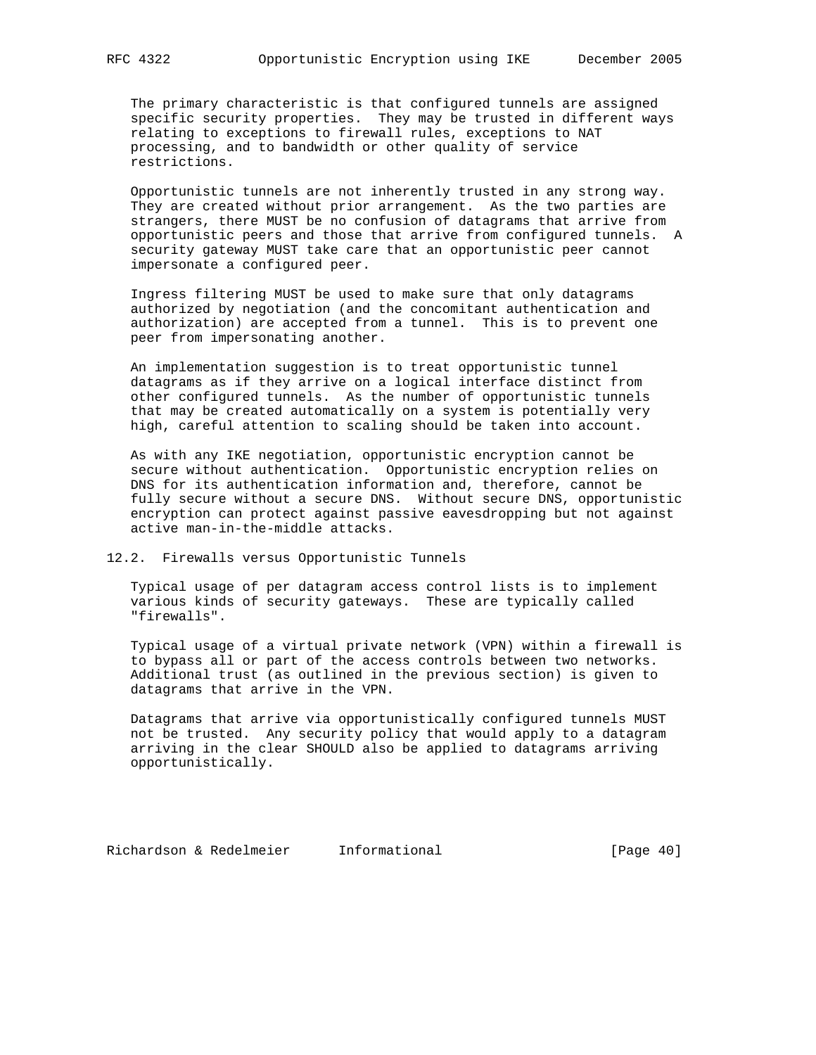The primary characteristic is that configured tunnels are assigned specific security properties. They may be trusted in different ways relating to exceptions to firewall rules, exceptions to NAT processing, and to bandwidth or other quality of service restrictions.

Opportunistic tunnels are not inherently trusted in any strong way. They are created without prior arrangement. As the two parties are strangers, there MUST be no confusion of datagrams that arrive from opportunistic peers and those that arrive from configured tunnels. A security gateway MUST take care that an opportunistic peer cannot impersonate a configured peer.

Ingress filtering MUST be used to make sure that only datagrams authorized by negotiation (and the concomitant authentication and authorization) are accepted from a tunnel. This is to prevent one peer from impersonating another.

An implementation suggestion is to treat opportunistic tunnel datagrams as if they arrive on a logical interface distinct from other configured tunnels. As the number of opportunistic tunnels that may be created automatically on a system is potentially very high, careful attention to scaling should be taken into account.

As with any IKE negotiation, opportunistic encryption cannot be secure without authentication. Opportunistic encryption relies on DNS for its authentication information and, therefore, cannot be fully secure without a secure DNS. Without secure DNS, opportunistic encryption can protect against passive eavesdropping but not against active man-in-the-middle attacks.

## 12.2. Firewalls versus Opportunistic Tunnels

Typical usage of per datagram access control lists is to implement various kinds of security gateways. These are typically called "firewalls".

Typical usage of a virtual private network (VPN) within a firewall is to bypass all or part of the access controls between two networks. Additional trust (as outlined in the previous section) is given to datagrams that arrive in the VPN.

Datagrams that arrive via opportunistically configured tunnels MUST not be trusted. Any security policy that would apply to a datagram arriving in the clear SHOULD also be applied to datagrams arriving opportunistically.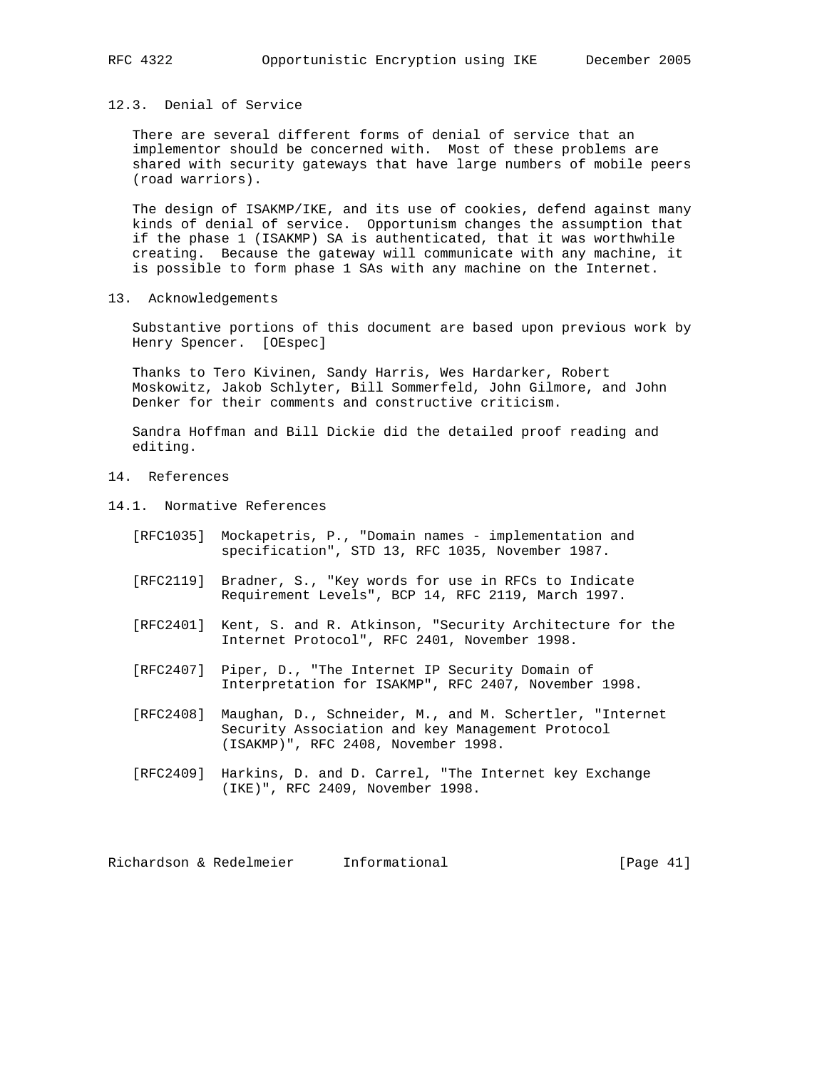### 12.3. Denial of Service

There are several different forms of denial of service that an implementor should be concerned with. Most of these problems are shared with security gateways that have large numbers of mobile peers (road warriors).

The design of ISAKMP/IKE, and its use of cookies, defend against many kinds of denial of service. Opportunism changes the assumption that if the phase 1 (ISAKMP) SA is authenticated, that it was worthwhile creating. Because the gateway will communicate with any machine, it is possible to form phase 1 SAs with any machine on the Internet.

## 13. Acknowledgements

Substantive portions of this document are based upon previous work by Henry Spencer. [OEspec]

Thanks to Tero Kivinen, Sandy Harris, Wes Hardarker, Robert Moskowitz, Jakob Schlyter, Bill Sommerfeld, John Gilmore, and John Denker for their comments and constructive criticism.

Sandra Hoffman and Bill Dickie did the detailed proof reading and editing.

## 14. References

### 14.1. Normative References

[RFC1035] Mockapetris, P., "Domain names - implementation and specification", STD 13, RFC 1035, November 1987.

[RFC2119] Bradner, S., "Key words for use in RFCs to Indicate Requirement Levels", BCP 14, RFC 2119, March 1997.

[RFC2401] Kent, S. and R. Atkinson, "Security Architecture for the Internet Protocol", RFC 2401, November 1998.

[RFC2407] Piper, D., "The Internet IP Security Domain of Interpretation for ISAKMP", RFC 2407, November 1998.

[RFC2408] Maughan, D., Schneider, M., and M. Schertler, "Internet Security Association and key Management Protocol (ISAKMP)", RFC 2408, November 1998.

[RFC2409] Harkins, D. and D. Carrel, "The Internet key Exchange (IKE)", RFC 2409, November 1998.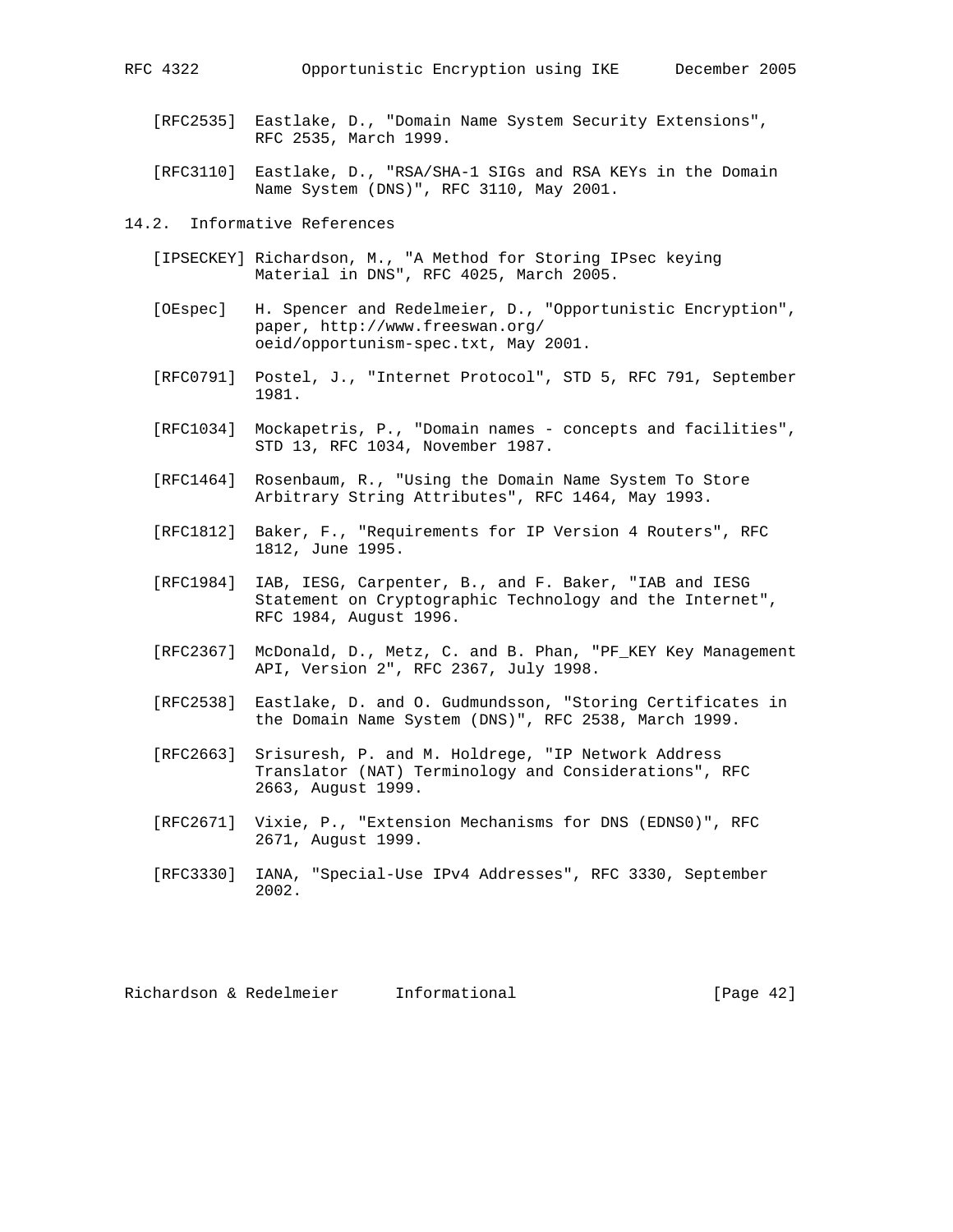[RFC2535] Eastlake, D., "Domain Name System Security Extensions", RFC 2535, March 1999.

[RFC3110] Eastlake, D., "RSA/SHA-1 SIGs and RSA KEYs in the Domain Name System (DNS)", RFC 3110, May 2001.

## 14.2. Informative References

[IPSECKEY] Richardson, M., "A Method for Storing IPsec keying Material in DNS", RFC 4025, March 2005.

[OEspec] H. Spencer and Redelmeier, D., "Opportunistic Encryption", paper, http://www.freeswan.org/oeid/opportunism-spec.txt, May 2001.

[RFC0791] Postel, J., "Internet Protocol", STD 5, RFC 791, September 1981.

[RFC1034] Mockapetris, P., "Domain names - concepts and facilities", STD 13, RFC 1034, November 1987.

[RFC1464] Rosenbaum, R., "Using the Domain Name System To Store Arbitrary String Attributes", RFC 1464, May 1993.

[RFC1812] Baker, F., "Requirements for IP Version 4 Routers", RFC 1812, June 1995.

[RFC1984] IAB, IESG, Carpenter, B., and F. Baker, "IAB and IESG Statement on Cryptographic Technology and the Internet", RFC 1984, August 1996.

[RFC2367] McDonald, D., Metz, C. and B. Phan, "PF_KEY Key Management API, Version 2", RFC 2367, July 1998.

[RFC2538] Eastlake, D. and O. Gudmundsson, "Storing Certificates in the Domain Name System (DNS)", RFC 2538, March 1999.

[RFC2663] Srisuresh, P. and M. Holdrege, "IP Network Address Translator (NAT) Terminology and Considerations", RFC 2663, August 1999.

[RFC2671] Vixie, P., "Extension Mechanisms for DNS (EDNS0)", RFC 2671, August 1999.

[RFC3330] IANA, "Special-Use IPv4 Addresses", RFC 3330, September 2002.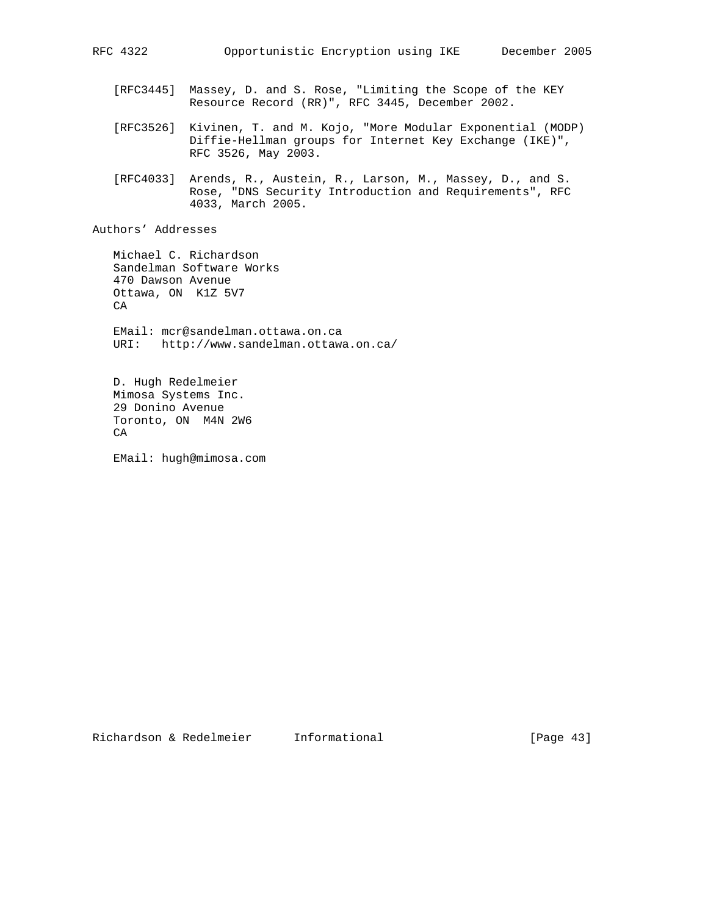[RFC3445] Massey, D. and S. Rose, "Limiting the Scope of the KEY Resource Record (RR)", RFC 3445, December 2002.

[RFC3526] Kivinen, T. and M. Kojo, "More Modular Exponential (MODP) Diffie-Hellman groups for Internet Key Exchange (IKE)", RFC 3526, May 2003.

[RFC4033] Arends, R., Austein, R., Larson, M., Massey, D., and S. Rose, "DNS Security Introduction and Requirements", RFC 4033, March 2005.

## Authors' Addresses

Michael C. Richardson
Sandelman Software Works
470 Dawson Avenue
Ottawa, ON  K1Z 5V7
CA

EMail: mcr@sandelman.ottawa.on.ca
URI:   http://www.sandelman.ottawa.on.ca/

D. Hugh Redelmeier
Mimosa Systems Inc.
29 Donino Avenue
Toronto, ON  M4N 2W6
CA

EMail: hugh@mimosa.com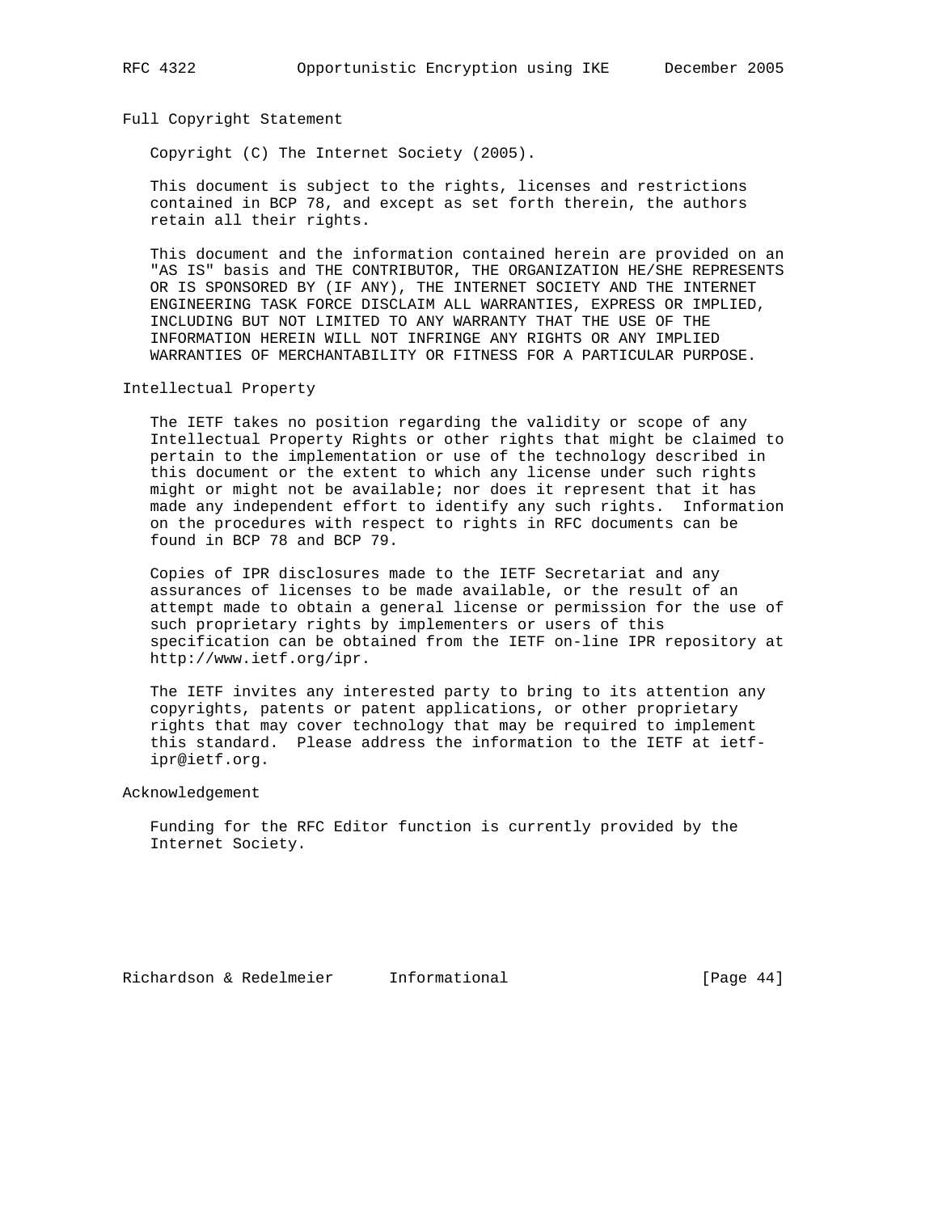## Full Copyright Statement

Copyright (C) The Internet Society (2005).

This document is subject to the rights, licenses and restrictions contained in BCP 78, and except as set forth therein, the authors retain all their rights.

This document and the information contained herein are provided on an "AS IS" basis and THE CONTRIBUTOR, THE ORGANIZATION HE/SHE REPRESENTS OR IS SPONSORED BY (IF ANY), THE INTERNET SOCIETY AND THE INTERNET ENGINEERING TASK FORCE DISCLAIM ALL WARRANTIES, EXPRESS OR IMPLIED, INCLUDING BUT NOT LIMITED TO ANY WARRANTY THAT THE USE OF THE INFORMATION HEREIN WILL NOT INFRINGE ANY RIGHTS OR ANY IMPLIED WARRANTIES OF MERCHANTABILITY OR FITNESS FOR A PARTICULAR PURPOSE.

## Intellectual Property

The IETF takes no position regarding the validity or scope of any Intellectual Property Rights or other rights that might be claimed to pertain to the implementation or use of the technology described in this document or the extent to which any license under such rights might or might not be available; nor does it represent that it has made any independent effort to identify any such rights. Information on the procedures with respect to rights in RFC documents can be found in BCP 78 and BCP 79.

Copies of IPR disclosures made to the IETF Secretariat and any assurances of licenses to be made available, or the result of an attempt made to obtain a general license or permission for the use of such proprietary rights by implementers or users of this specification can be obtained from the IETF on-line IPR repository at http://www.ietf.org/ipr.

The IETF invites any interested party to bring to its attention any copyrights, patents or patent applications, or other proprietary rights that may cover technology that may be required to implement this standard. Please address the information to the IETF at ietf-ipr@ietf.org.

## Acknowledgement

Funding for the RFC Editor function is currently provided by the Internet Society.